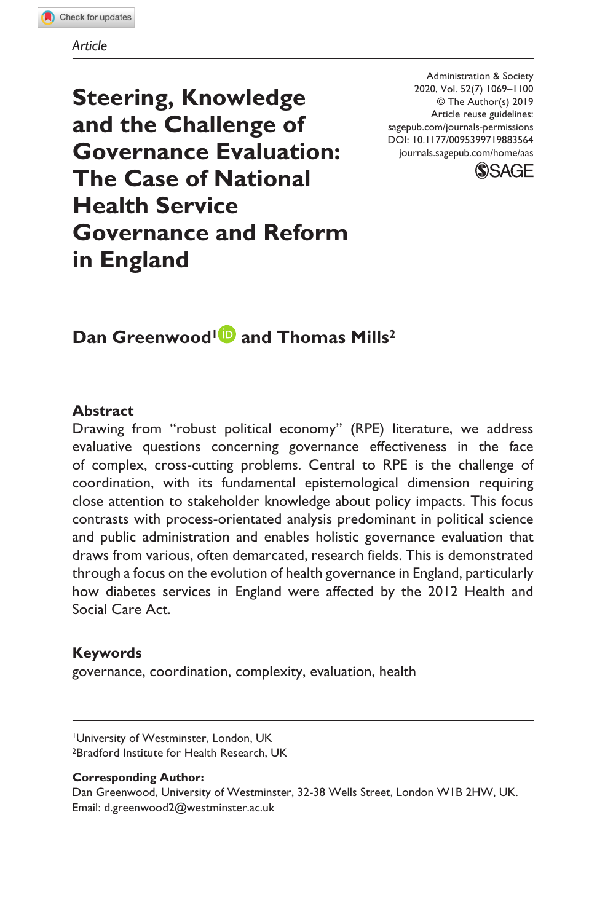*Article*

# Steering, Knowledge and the Challenge of Governance Evaluation: The Case of National Health Service Governance and Reform in England

Administration & Society
2020, Vol. 52(7) 1069–1100
© The Author(s) 2019
Article reuse guidelines:
sagepub.com/journals-permissions
DOI: 10.1177/0095399719883564
journals.sagepub.com/home/aas

**Dan Greenwood[1] and Thomas Mills[2]**

## Abstract

Drawing from “robust political economy” (RPE) literature, we address evaluative questions concerning governance effectiveness in the face of complex, cross-cutting problems. Central to RPE is the challenge of coordination, with its fundamental epistemological dimension requiring close attention to stakeholder knowledge about policy impacts. This focus contrasts with process-orientated analysis predominant in political science and public administration and enables holistic governance evaluation that draws from various, often demarcated, research fields. This is demonstrated through a focus on the evolution of health governance in England, particularly how diabetes services in England were affected by the 2012 Health and Social Care Act.

## Keywords

governance, coordination, complexity, evaluation, health

[1]University of Westminster, London, UK
[2]Bradford Institute for Health Research, UK

**Corresponding Author:**
Dan Greenwood, University of Westminster, 32-38 Wells Street, London W1B 2HW, UK.
Email: d.greenwood2@westminster.ac.uk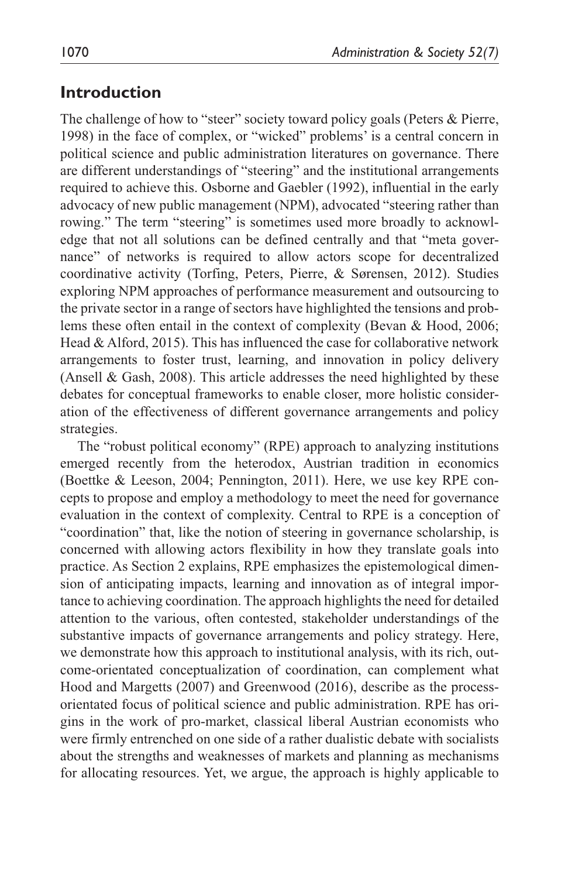## Introduction

The challenge of how to "steer" society toward policy goals (Peters & Pierre, 1998) in the face of complex, or "wicked" problems' is a central concern in political science and public administration literatures on governance. There are different understandings of "steering" and the institutional arrangements required to achieve this. Osborne and Gaebler (1992), influential in the early advocacy of new public management (NPM), advocated "steering rather than rowing." The term "steering" is sometimes used more broadly to acknowledge that not all solutions can be defined centrally and that "meta governance" of networks is required to allow actors scope for decentralized coordinative activity (Torfing, Peters, Pierre, & Sørensen, 2012). Studies exploring NPM approaches of performance measurement and outsourcing to the private sector in a range of sectors have highlighted the tensions and problems these often entail in the context of complexity (Bevan & Hood, 2006; Head & Alford, 2015). This has influenced the case for collaborative network arrangements to foster trust, learning, and innovation in policy delivery (Ansell & Gash, 2008). This article addresses the need highlighted by these debates for conceptual frameworks to enable closer, more holistic consideration of the effectiveness of different governance arrangements and policy strategies.

The "robust political economy" (RPE) approach to analyzing institutions emerged recently from the heterodox, Austrian tradition in economics (Boettke & Leeson, 2004; Pennington, 2011). Here, we use key RPE concepts to propose and employ a methodology to meet the need for governance evaluation in the context of complexity. Central to RPE is a conception of "coordination" that, like the notion of steering in governance scholarship, is concerned with allowing actors flexibility in how they translate goals into practice. As Section 2 explains, RPE emphasizes the epistemological dimension of anticipating impacts, learning and innovation as of integral importance to achieving coordination. The approach highlights the need for detailed attention to the various, often contested, stakeholder understandings of the substantive impacts of governance arrangements and policy strategy. Here, we demonstrate how this approach to institutional analysis, with its rich, outcome-orientated conceptualization of coordination, can complement what Hood and Margetts (2007) and Greenwood (2016), describe as the process-orientated focus of political science and public administration. RPE has origins in the work of pro-market, classical liberal Austrian economists who were firmly entrenched on one side of a rather dualistic debate with socialists about the strengths and weaknesses of markets and planning as mechanisms for allocating resources. Yet, we argue, the approach is highly applicable to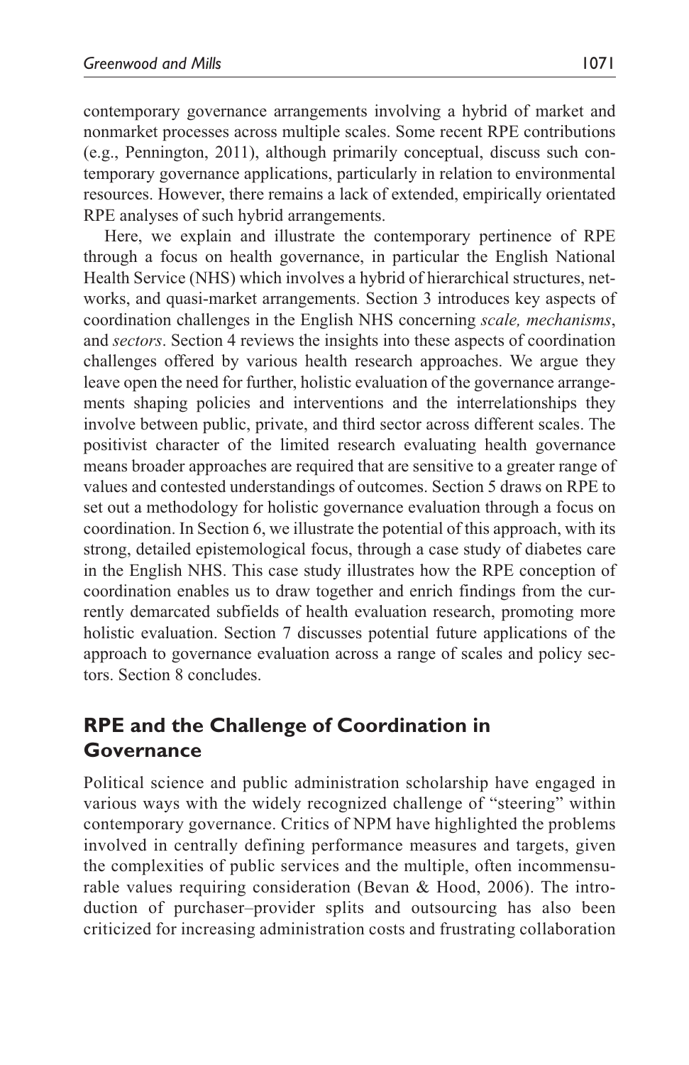contemporary governance arrangements involving a hybrid of market and nonmarket processes across multiple scales. Some recent RPE contributions (e.g., Pennington, 2011), although primarily conceptual, discuss such contemporary governance applications, particularly in relation to environmental resources. However, there remains a lack of extended, empirically orientated RPE analyses of such hybrid arrangements.

Here, we explain and illustrate the contemporary pertinence of RPE through a focus on health governance, in particular the English National Health Service (NHS) which involves a hybrid of hierarchical structures, networks, and quasi-market arrangements. Section 3 introduces key aspects of coordination challenges in the English NHS concerning *scale, mechanisms*, and *sectors*. Section 4 reviews the insights into these aspects of coordination challenges offered by various health research approaches. We argue they leave open the need for further, holistic evaluation of the governance arrangements shaping policies and interventions and the interrelationships they involve between public, private, and third sector across different scales. The positivist character of the limited research evaluating health governance means broader approaches are required that are sensitive to a greater range of values and contested understandings of outcomes. Section 5 draws on RPE to set out a methodology for holistic governance evaluation through a focus on coordination. In Section 6, we illustrate the potential of this approach, with its strong, detailed epistemological focus, through a case study of diabetes care in the English NHS. This case study illustrates how the RPE conception of coordination enables us to draw together and enrich findings from the currently demarcated subfields of health evaluation research, promoting more holistic evaluation. Section 7 discusses potential future applications of the approach to governance evaluation across a range of scales and policy sectors. Section 8 concludes.

## RPE and the Challenge of Coordination in Governance

Political science and public administration scholarship have engaged in various ways with the widely recognized challenge of "steering" within contemporary governance. Critics of NPM have highlighted the problems involved in centrally defining performance measures and targets, given the complexities of public services and the multiple, often incommensurable values requiring consideration (Bevan & Hood, 2006). The introduction of purchaser–provider splits and outsourcing has also been criticized for increasing administration costs and frustrating collaboration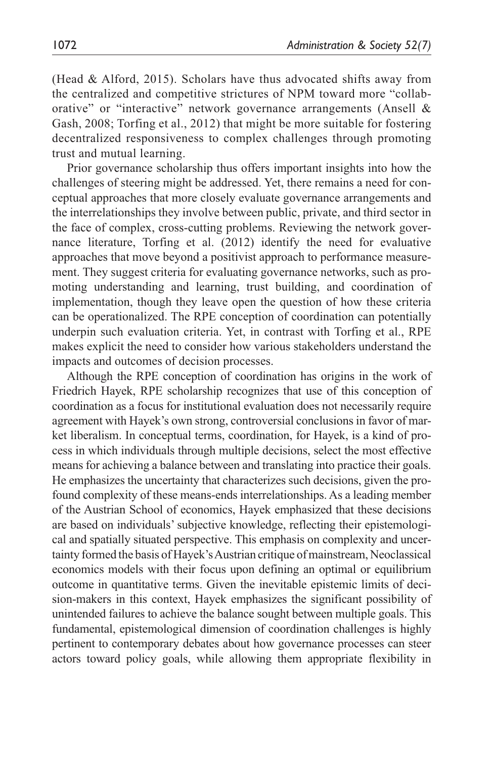(Head & Alford, 2015). Scholars have thus advocated shifts away from the centralized and competitive strictures of NPM toward more "collaborative" or "interactive" network governance arrangements (Ansell & Gash, 2008; Torfing et al., 2012) that might be more suitable for fostering decentralized responsiveness to complex challenges through promoting trust and mutual learning.

Prior governance scholarship thus offers important insights into how the challenges of steering might be addressed. Yet, there remains a need for conceptual approaches that more closely evaluate governance arrangements and the interrelationships they involve between public, private, and third sector in the face of complex, cross-cutting problems. Reviewing the network governance literature, Torfing et al. (2012) identify the need for evaluative approaches that move beyond a positivist approach to performance measurement. They suggest criteria for evaluating governance networks, such as promoting understanding and learning, trust building, and coordination of implementation, though they leave open the question of how these criteria can be operationalized. The RPE conception of coordination can potentially underpin such evaluation criteria. Yet, in contrast with Torfing et al., RPE makes explicit the need to consider how various stakeholders understand the impacts and outcomes of decision processes.

Although the RPE conception of coordination has origins in the work of Friedrich Hayek, RPE scholarship recognizes that use of this conception of coordination as a focus for institutional evaluation does not necessarily require agreement with Hayek's own strong, controversial conclusions in favor of market liberalism. In conceptual terms, coordination, for Hayek, is a kind of process in which individuals through multiple decisions, select the most effective means for achieving a balance between and translating into practice their goals. He emphasizes the uncertainty that characterizes such decisions, given the profound complexity of these means-ends interrelationships. As a leading member of the Austrian School of economics, Hayek emphasized that these decisions are based on individuals' subjective knowledge, reflecting their epistemological and spatially situated perspective. This emphasis on complexity and uncertainty formed the basis of Hayek's Austrian critique of mainstream, Neoclassical economics models with their focus upon defining an optimal or equilibrium outcome in quantitative terms. Given the inevitable epistemic limits of decision-makers in this context, Hayek emphasizes the significant possibility of unintended failures to achieve the balance sought between multiple goals. This fundamental, epistemological dimension of coordination challenges is highly pertinent to contemporary debates about how governance processes can steer actors toward policy goals, while allowing them appropriate flexibility in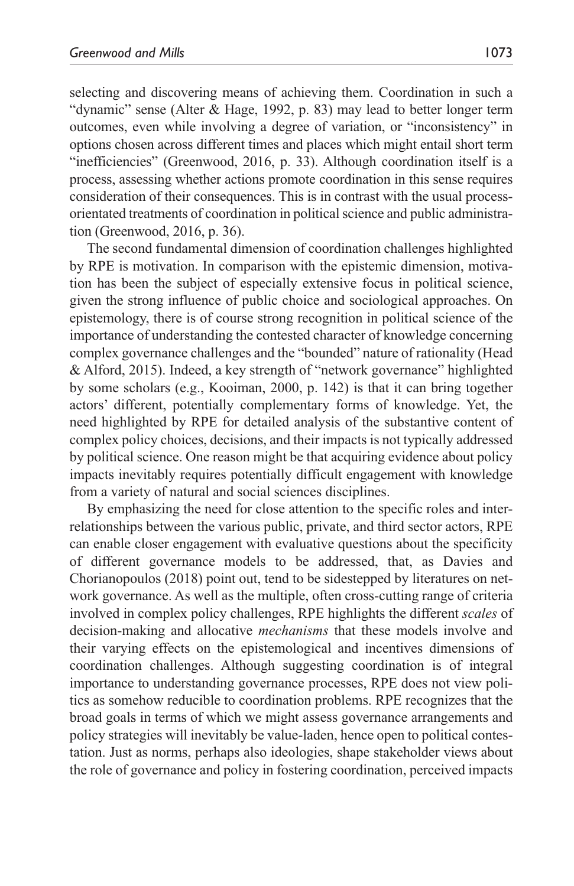selecting and discovering means of achieving them. Coordination in such a "dynamic" sense (Alter & Hage, 1992, p. 83) may lead to better longer term outcomes, even while involving a degree of variation, or "inconsistency" in options chosen across different times and places which might entail short term "inefficiencies" (Greenwood, 2016, p. 33). Although coordination itself is a process, assessing whether actions promote coordination in this sense requires consideration of their consequences. This is in contrast with the usual process-orientated treatments of coordination in political science and public administration (Greenwood, 2016, p. 36).

The second fundamental dimension of coordination challenges highlighted by RPE is motivation. In comparison with the epistemic dimension, motivation has been the subject of especially extensive focus in political science, given the strong influence of public choice and sociological approaches. On epistemology, there is of course strong recognition in political science of the importance of understanding the contested character of knowledge concerning complex governance challenges and the "bounded" nature of rationality (Head & Alford, 2015). Indeed, a key strength of "network governance" highlighted by some scholars (e.g., Kooiman, 2000, p. 142) is that it can bring together actors' different, potentially complementary forms of knowledge. Yet, the need highlighted by RPE for detailed analysis of the substantive content of complex policy choices, decisions, and their impacts is not typically addressed by political science. One reason might be that acquiring evidence about policy impacts inevitably requires potentially difficult engagement with knowledge from a variety of natural and social sciences disciplines.

By emphasizing the need for close attention to the specific roles and interrelationships between the various public, private, and third sector actors, RPE can enable closer engagement with evaluative questions about the specificity of different governance models to be addressed, that, as Davies and Chorianopoulos (2018) point out, tend to be sidestepped by literatures on network governance. As well as the multiple, often cross-cutting range of criteria involved in complex policy challenges, RPE highlights the different *scales* of decision-making and allocative *mechanisms* that these models involve and their varying effects on the epistemological and incentives dimensions of coordination challenges. Although suggesting coordination is of integral importance to understanding governance processes, RPE does not view politics as somehow reducible to coordination problems. RPE recognizes that the broad goals in terms of which we might assess governance arrangements and policy strategies will inevitably be value-laden, hence open to political contestation. Just as norms, perhaps also ideologies, shape stakeholder views about the role of governance and policy in fostering coordination, perceived impacts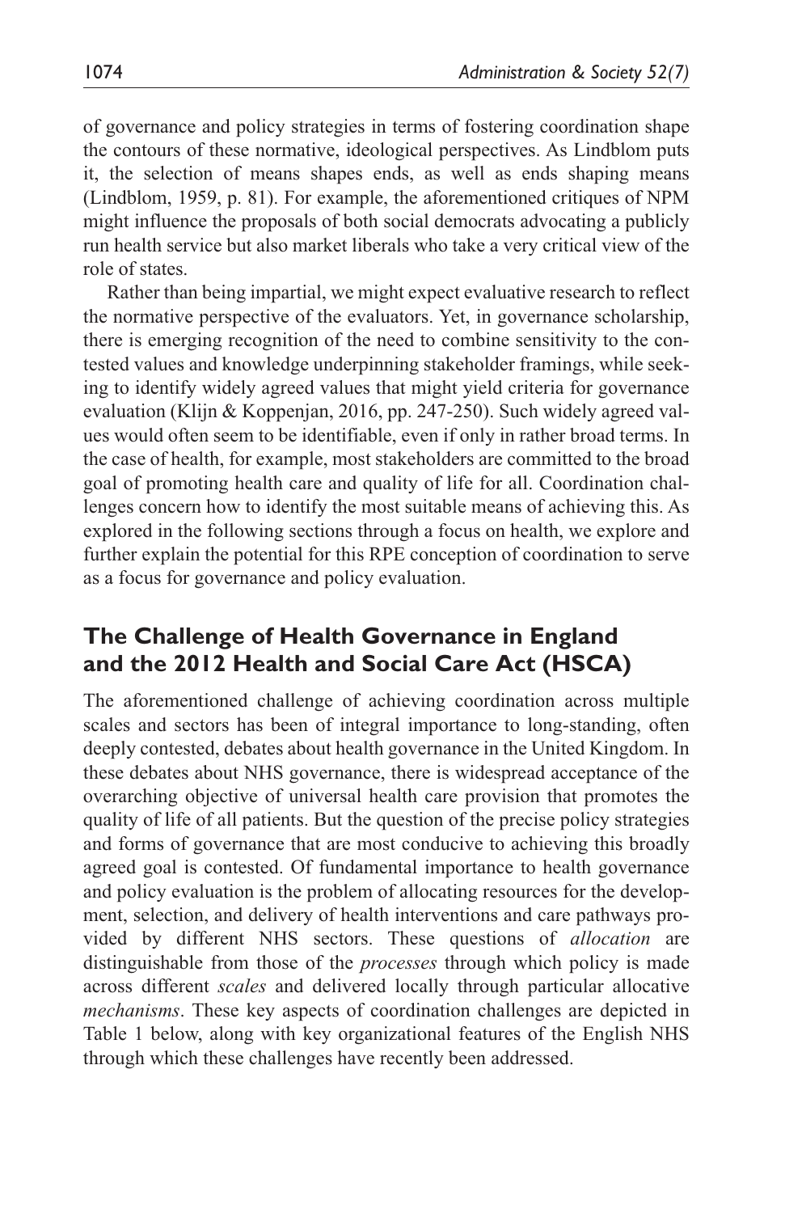of governance and policy strategies in terms of fostering coordination shape the contours of these normative, ideological perspectives. As Lindblom puts it, the selection of means shapes ends, as well as ends shaping means (Lindblom, 1959, p. 81). For example, the aforementioned critiques of NPM might influence the proposals of both social democrats advocating a publicly run health service but also market liberals who take a very critical view of the role of states.

Rather than being impartial, we might expect evaluative research to reflect the normative perspective of the evaluators. Yet, in governance scholarship, there is emerging recognition of the need to combine sensitivity to the contested values and knowledge underpinning stakeholder framings, while seeking to identify widely agreed values that might yield criteria for governance evaluation (Klijn & Koppenjan, 2016, pp. 247-250). Such widely agreed values would often seem to be identifiable, even if only in rather broad terms. In the case of health, for example, most stakeholders are committed to the broad goal of promoting health care and quality of life for all. Coordination challenges concern how to identify the most suitable means of achieving this. As explored in the following sections through a focus on health, we explore and further explain the potential for this RPE conception of coordination to serve as a focus for governance and policy evaluation.

## The Challenge of Health Governance in England and the 2012 Health and Social Care Act (HSCA)

The aforementioned challenge of achieving coordination across multiple scales and sectors has been of integral importance to long-standing, often deeply contested, debates about health governance in the United Kingdom. In these debates about NHS governance, there is widespread acceptance of the overarching objective of universal health care provision that promotes the quality of life of all patients. But the question of the precise policy strategies and forms of governance that are most conducive to achieving this broadly agreed goal is contested. Of fundamental importance to health governance and policy evaluation is the problem of allocating resources for the development, selection, and delivery of health interventions and care pathways provided by different NHS sectors. These questions of *allocation* are distinguishable from those of the *processes* through which policy is made across different *scales* and delivered locally through particular allocative *mechanisms*. These key aspects of coordination challenges are depicted in Table 1 below, along with key organizational features of the English NHS through which these challenges have recently been addressed.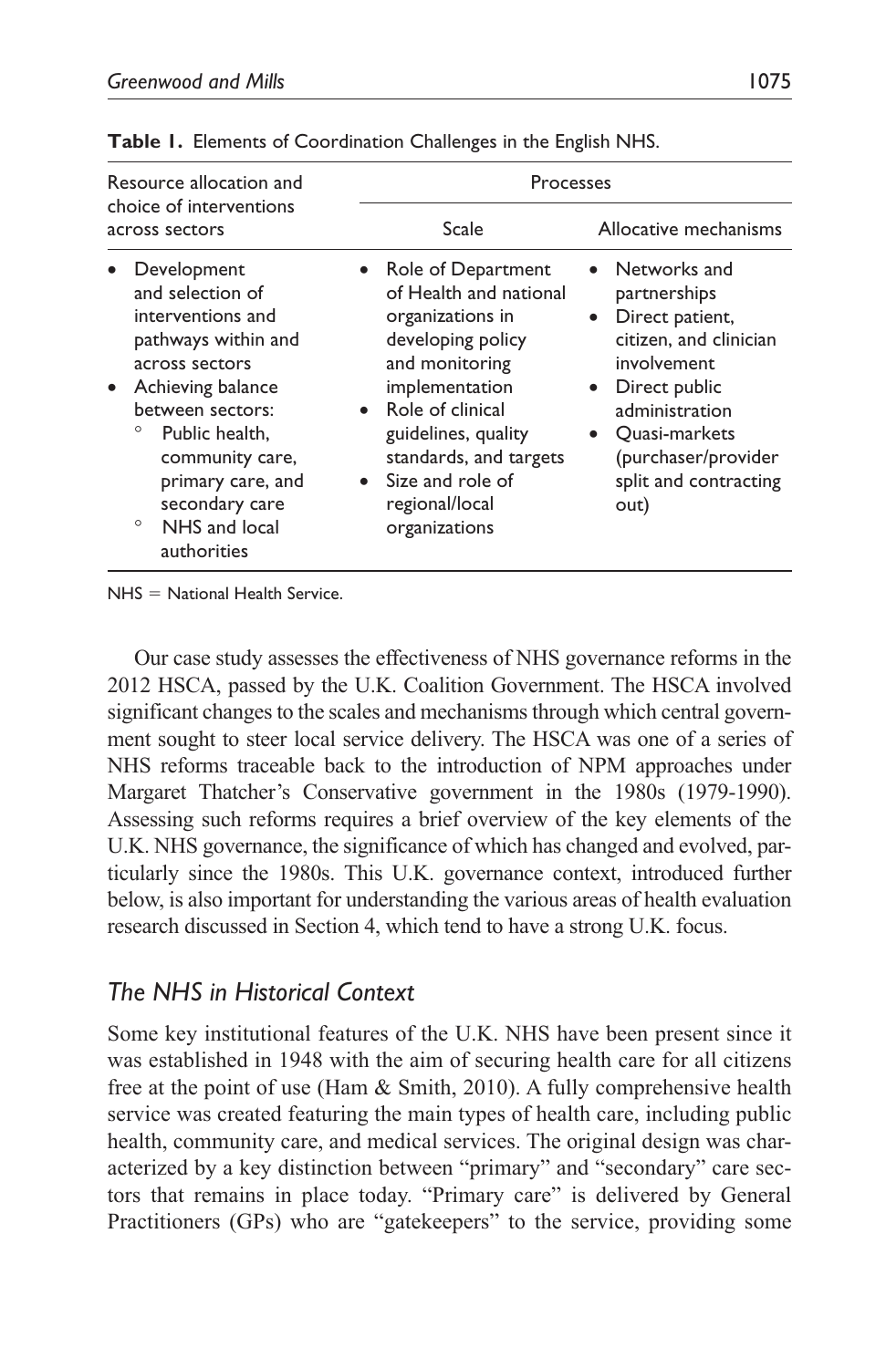**Table 1.** Elements of Coordination Challenges in the English NHS.

| Resource allocation and choice of interventions across sectors | Processes | |
|---|---|---|
| | Scale | Allocative mechanisms |
| • Development and selection of interventions and pathways within and across sectors<br>• Achieving balance between sectors:<br>  ◦ Public health, community care, primary care, and secondary care<br>  ◦ NHS and local authorities | • Role of Department of Health and national organizations in developing policy and monitoring implementation<br>• Role of clinical guidelines, quality standards, and targets<br>• Size and role of regional/local organizations | • Networks and partnerships<br>• Direct patient, citizen, and clinician involvement<br>• Direct public administration<br>• Quasi-markets (purchaser/provider split and contracting out) |

NHS = National Health Service.

Our case study assesses the effectiveness of NHS governance reforms in the 2012 HSCA, passed by the U.K. Coalition Government. The HSCA involved significant changes to the scales and mechanisms through which central government sought to steer local service delivery. The HSCA was one of a series of NHS reforms traceable back to the introduction of NPM approaches under Margaret Thatcher's Conservative government in the 1980s (1979-1990). Assessing such reforms requires a brief overview of the key elements of the U.K. NHS governance, the significance of which has changed and evolved, particularly since the 1980s. This U.K. governance context, introduced further below, is also important for understanding the various areas of health evaluation research discussed in Section 4, which tend to have a strong U.K. focus.

## *The NHS in Historical Context*

Some key institutional features of the U.K. NHS have been present since it was established in 1948 with the aim of securing health care for all citizens free at the point of use (Ham & Smith, 2010). A fully comprehensive health service was created featuring the main types of health care, including public health, community care, and medical services. The original design was characterized by a key distinction between "primary" and "secondary" care sectors that remains in place today. "Primary care" is delivered by General Practitioners (GPs) who are "gatekeepers" to the service, providing some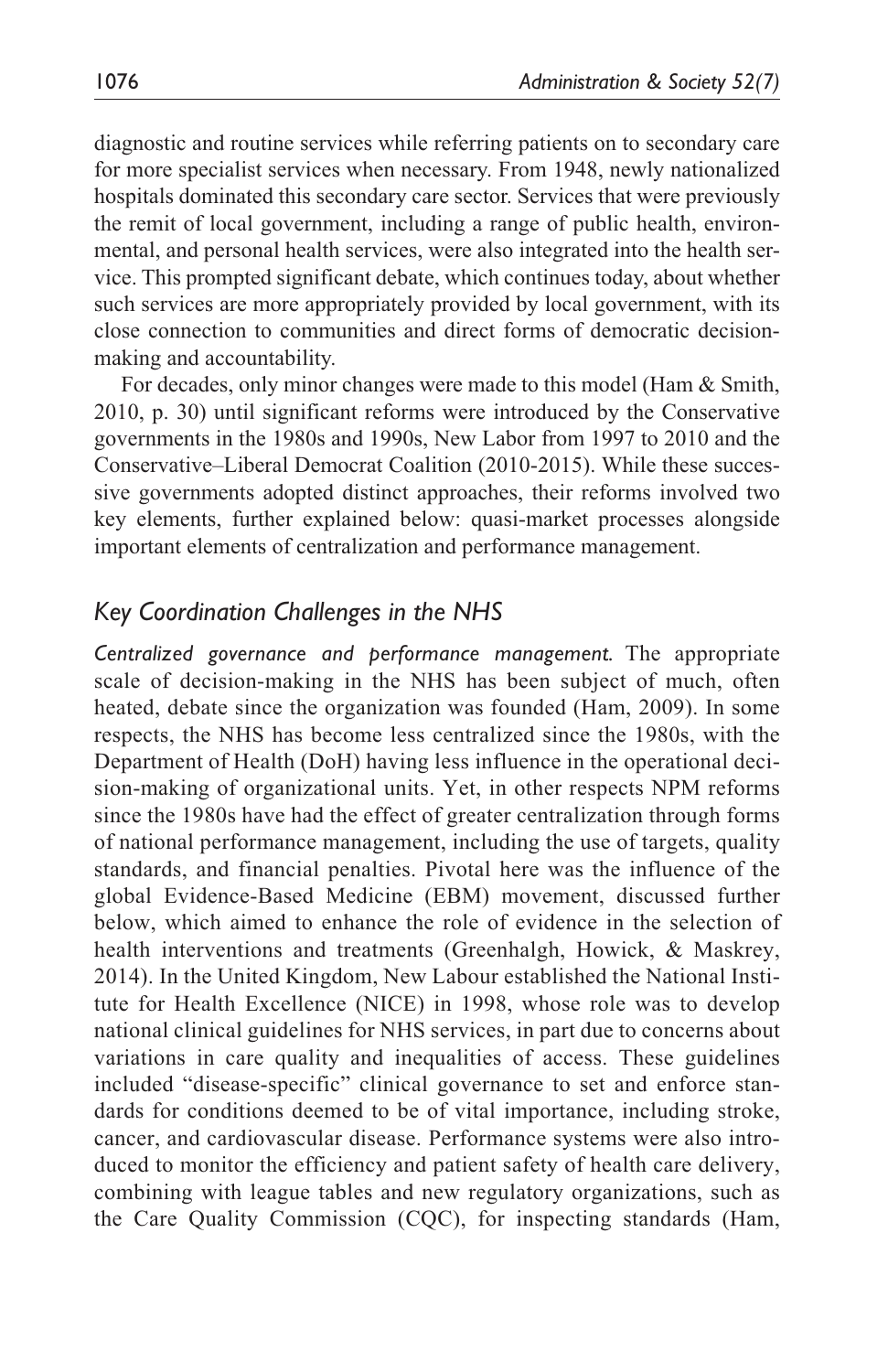diagnostic and routine services while referring patients on to secondary care for more specialist services when necessary. From 1948, newly nationalized hospitals dominated this secondary care sector. Services that were previously the remit of local government, including a range of public health, environmental, and personal health services, were also integrated into the health service. This prompted significant debate, which continues today, about whether such services are more appropriately provided by local government, with its close connection to communities and direct forms of democratic decision-making and accountability.

For decades, only minor changes were made to this model (Ham & Smith, 2010, p. 30) until significant reforms were introduced by the Conservative governments in the 1980s and 1990s, New Labor from 1997 to 2010 and the Conservative–Liberal Democrat Coalition (2010-2015). While these successive governments adopted distinct approaches, their reforms involved two key elements, further explained below: quasi-market processes alongside important elements of centralization and performance management.

## *Key Coordination Challenges in the NHS*

*Centralized governance and performance management.* The appropriate scale of decision-making in the NHS has been subject of much, often heated, debate since the organization was founded (Ham, 2009). In some respects, the NHS has become less centralized since the 1980s, with the Department of Health (DoH) having less influence in the operational decision-making of organizational units. Yet, in other respects NPM reforms since the 1980s have had the effect of greater centralization through forms of national performance management, including the use of targets, quality standards, and financial penalties. Pivotal here was the influence of the global Evidence-Based Medicine (EBM) movement, discussed further below, which aimed to enhance the role of evidence in the selection of health interventions and treatments (Greenhalgh, Howick, & Maskrey, 2014). In the United Kingdom, New Labour established the National Institute for Health Excellence (NICE) in 1998, whose role was to develop national clinical guidelines for NHS services, in part due to concerns about variations in care quality and inequalities of access. These guidelines included "disease-specific" clinical governance to set and enforce standards for conditions deemed to be of vital importance, including stroke, cancer, and cardiovascular disease. Performance systems were also introduced to monitor the efficiency and patient safety of health care delivery, combining with league tables and new regulatory organizations, such as the Care Quality Commission (CQC), for inspecting standards (Ham,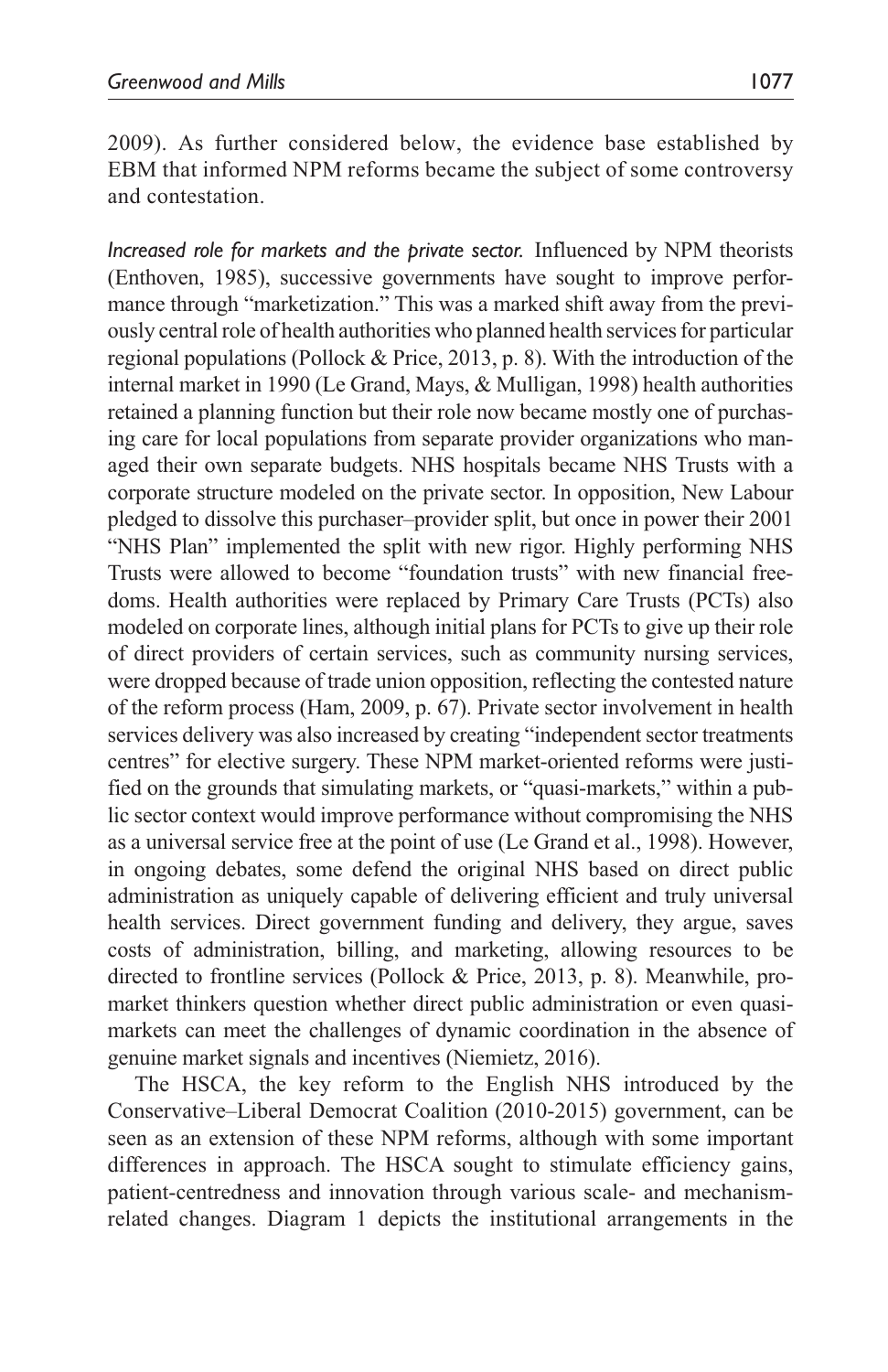2009). As further considered below, the evidence base established by EBM that informed NPM reforms became the subject of some controversy and contestation.

*Increased role for markets and the private sector.* Influenced by NPM theorists (Enthoven, 1985), successive governments have sought to improve performance through "marketization." This was a marked shift away from the previously central role of health authorities who planned health services for particular regional populations (Pollock & Price, 2013, p. 8). With the introduction of the internal market in 1990 (Le Grand, Mays, & Mulligan, 1998) health authorities retained a planning function but their role now became mostly one of purchasing care for local populations from separate provider organizations who managed their own separate budgets. NHS hospitals became NHS Trusts with a corporate structure modeled on the private sector. In opposition, New Labour pledged to dissolve this purchaser–provider split, but once in power their 2001 "NHS Plan" implemented the split with new rigor. Highly performing NHS Trusts were allowed to become "foundation trusts" with new financial freedoms. Health authorities were replaced by Primary Care Trusts (PCTs) also modeled on corporate lines, although initial plans for PCTs to give up their role of direct providers of certain services, such as community nursing services, were dropped because of trade union opposition, reflecting the contested nature of the reform process (Ham, 2009, p. 67). Private sector involvement in health services delivery was also increased by creating "independent sector treatments centres" for elective surgery. These NPM market-oriented reforms were justified on the grounds that simulating markets, or "quasi-markets," within a public sector context would improve performance without compromising the NHS as a universal service free at the point of use (Le Grand et al., 1998). However, in ongoing debates, some defend the original NHS based on direct public administration as uniquely capable of delivering efficient and truly universal health services. Direct government funding and delivery, they argue, saves costs of administration, billing, and marketing, allowing resources to be directed to frontline services (Pollock & Price, 2013, p. 8). Meanwhile, pro-market thinkers question whether direct public administration or even quasi-markets can meet the challenges of dynamic coordination in the absence of genuine market signals and incentives (Niemietz, 2016).

The HSCA, the key reform to the English NHS introduced by the Conservative–Liberal Democrat Coalition (2010-2015) government, can be seen as an extension of these NPM reforms, although with some important differences in approach. The HSCA sought to stimulate efficiency gains, patient-centredness and innovation through various scale- and mechanism-related changes. Diagram 1 depicts the institutional arrangements in the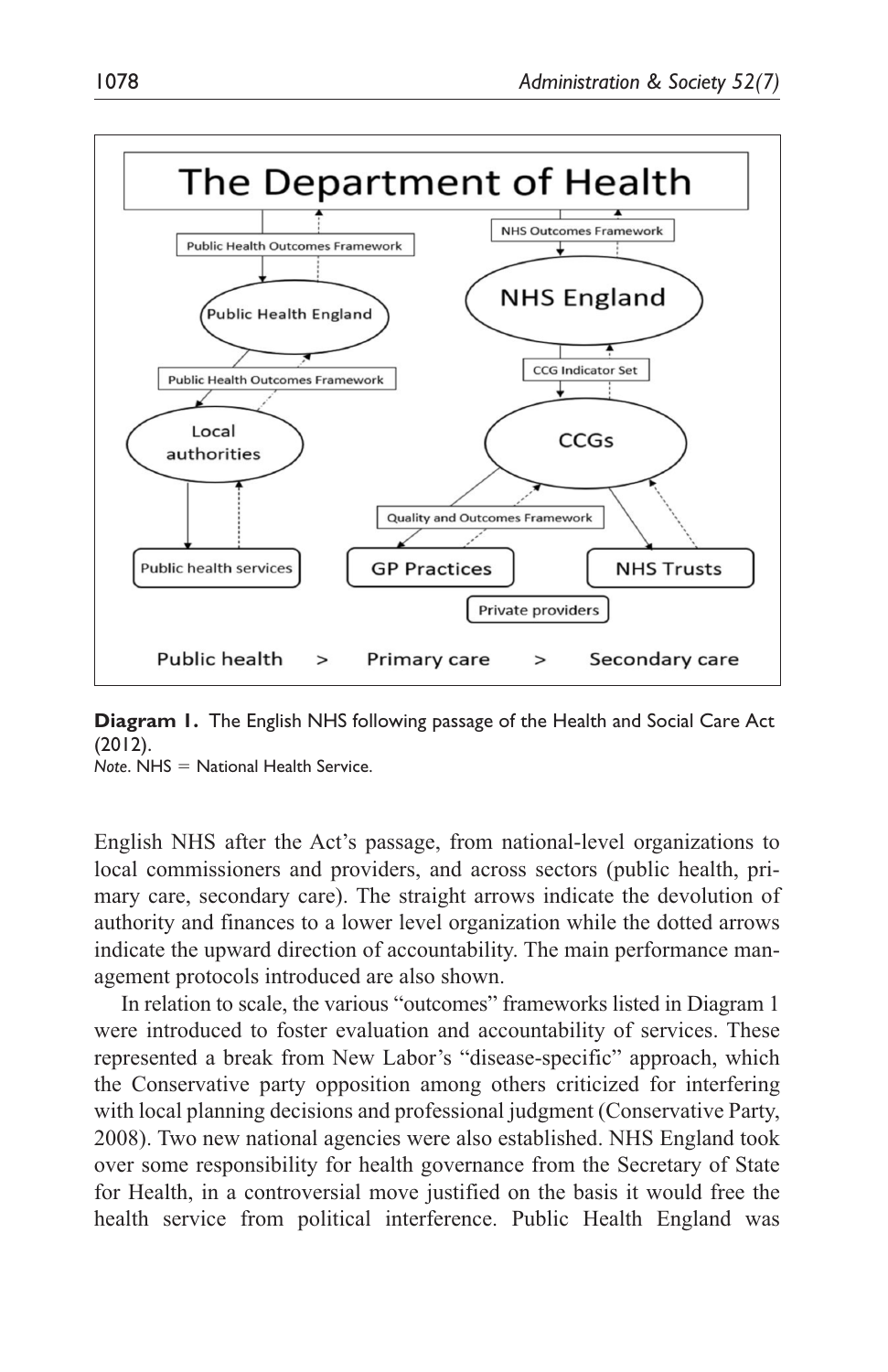**Diagram 1.** The English NHS following passage of the Health and Social Care Act (2012).
*Note*. NHS = National Health Service.

English NHS after the Act's passage, from national-level organizations to local commissioners and providers, and across sectors (public health, primary care, secondary care). The straight arrows indicate the devolution of authority and finances to a lower level organization while the dotted arrows indicate the upward direction of accountability. The main performance management protocols introduced are also shown.

In relation to scale, the various "outcomes" frameworks listed in Diagram 1 were introduced to foster evaluation and accountability of services. These represented a break from New Labor's "disease-specific" approach, which the Conservative party opposition among others criticized for interfering with local planning decisions and professional judgment (Conservative Party, 2008). Two new national agencies were also established. NHS England took over some responsibility for health governance from the Secretary of State for Health, in a controversial move justified on the basis it would free the health service from political interference. Public Health England was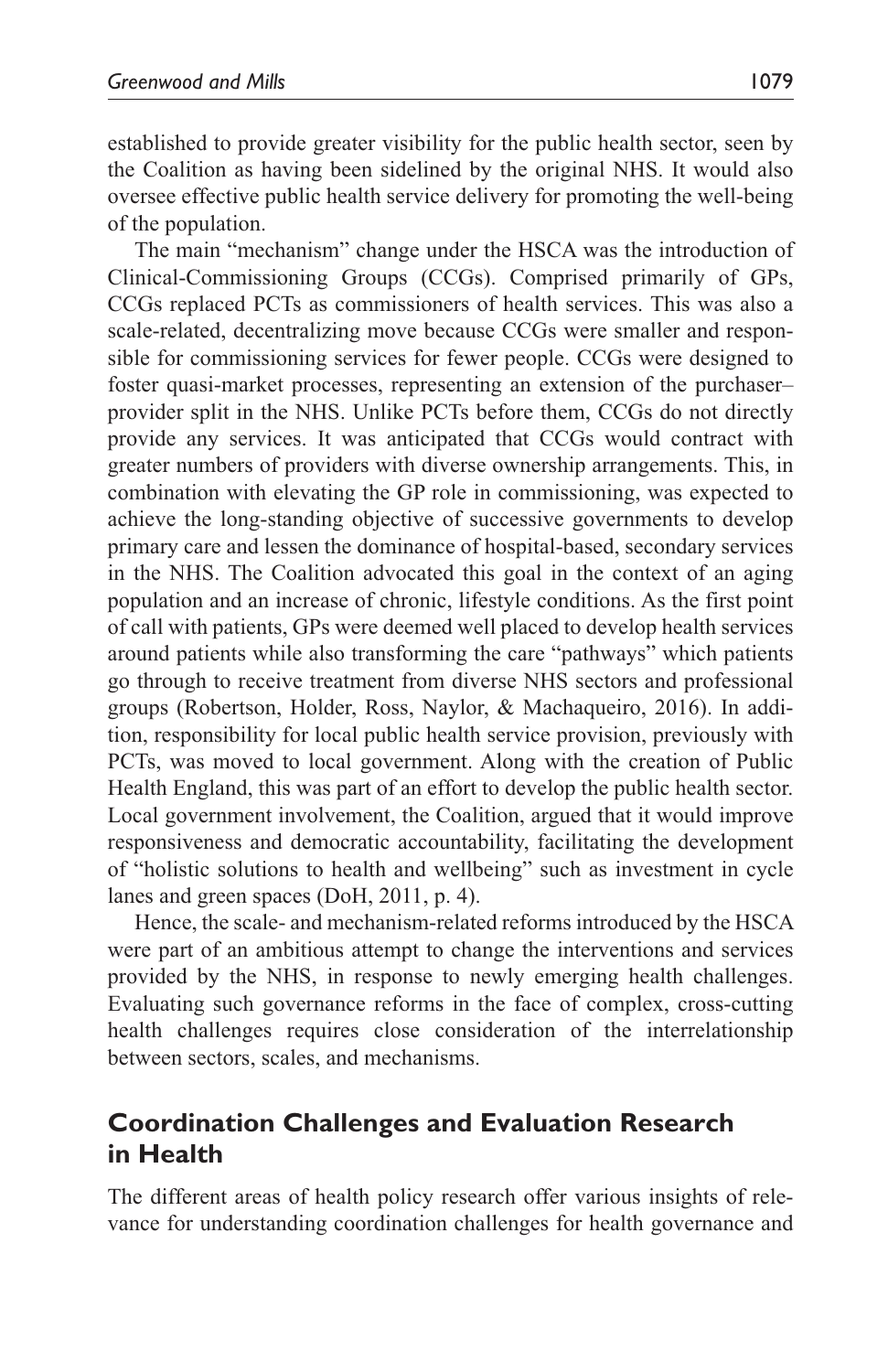established to provide greater visibility for the public health sector, seen by the Coalition as having been sidelined by the original NHS. It would also oversee effective public health service delivery for promoting the well-being of the population.

The main "mechanism" change under the HSCA was the introduction of Clinical-Commissioning Groups (CCGs). Comprised primarily of GPs, CCGs replaced PCTs as commissioners of health services. This was also a scale-related, decentralizing move because CCGs were smaller and responsible for commissioning services for fewer people. CCGs were designed to foster quasi-market processes, representing an extension of the purchaser–provider split in the NHS. Unlike PCTs before them, CCGs do not directly provide any services. It was anticipated that CCGs would contract with greater numbers of providers with diverse ownership arrangements. This, in combination with elevating the GP role in commissioning, was expected to achieve the long-standing objective of successive governments to develop primary care and lessen the dominance of hospital-based, secondary services in the NHS. The Coalition advocated this goal in the context of an aging population and an increase of chronic, lifestyle conditions. As the first point of call with patients, GPs were deemed well placed to develop health services around patients while also transforming the care "pathways" which patients go through to receive treatment from diverse NHS sectors and professional groups (Robertson, Holder, Ross, Naylor, & Machaqueiro, 2016). In addition, responsibility for local public health service provision, previously with PCTs, was moved to local government. Along with the creation of Public Health England, this was part of an effort to develop the public health sector. Local government involvement, the Coalition, argued that it would improve responsiveness and democratic accountability, facilitating the development of "holistic solutions to health and wellbeing" such as investment in cycle lanes and green spaces (DoH, 2011, p. 4).

Hence, the scale- and mechanism-related reforms introduced by the HSCA were part of an ambitious attempt to change the interventions and services provided by the NHS, in response to newly emerging health challenges. Evaluating such governance reforms in the face of complex, cross-cutting health challenges requires close consideration of the interrelationship between sectors, scales, and mechanisms.

## Coordination Challenges and Evaluation Research in Health

The different areas of health policy research offer various insights of relevance for understanding coordination challenges for health governance and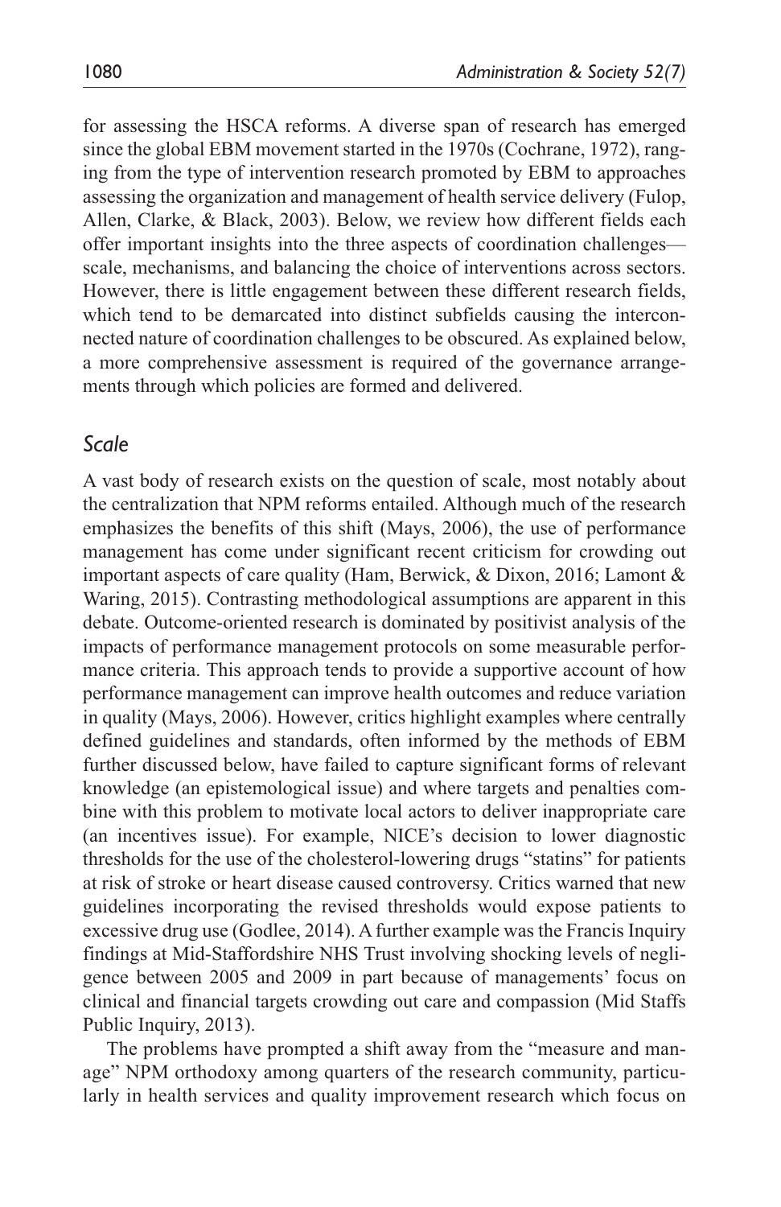for assessing the HSCA reforms. A diverse span of research has emerged since the global EBM movement started in the 1970s (Cochrane, 1972), ranging from the type of intervention research promoted by EBM to approaches assessing the organization and management of health service delivery (Fulop, Allen, Clarke, & Black, 2003). Below, we review how different fields each offer important insights into the three aspects of coordination challenges—scale, mechanisms, and balancing the choice of interventions across sectors. However, there is little engagement between these different research fields, which tend to be demarcated into distinct subfields causing the interconnected nature of coordination challenges to be obscured. As explained below, a more comprehensive assessment is required of the governance arrangements through which policies are formed and delivered.

### *Scale*

A vast body of research exists on the question of scale, most notably about the centralization that NPM reforms entailed. Although much of the research emphasizes the benefits of this shift (Mays, 2006), the use of performance management has come under significant recent criticism for crowding out important aspects of care quality (Ham, Berwick, & Dixon, 2016; Lamont & Waring, 2015). Contrasting methodological assumptions are apparent in this debate. Outcome-oriented research is dominated by positivist analysis of the impacts of performance management protocols on some measurable performance criteria. This approach tends to provide a supportive account of how performance management can improve health outcomes and reduce variation in quality (Mays, 2006). However, critics highlight examples where centrally defined guidelines and standards, often informed by the methods of EBM further discussed below, have failed to capture significant forms of relevant knowledge (an epistemological issue) and where targets and penalties combine with this problem to motivate local actors to deliver inappropriate care (an incentives issue). For example, NICE's decision to lower diagnostic thresholds for the use of the cholesterol-lowering drugs "statins" for patients at risk of stroke or heart disease caused controversy. Critics warned that new guidelines incorporating the revised thresholds would expose patients to excessive drug use (Godlee, 2014). A further example was the Francis Inquiry findings at Mid-Staffordshire NHS Trust involving shocking levels of negligence between 2005 and 2009 in part because of managements' focus on clinical and financial targets crowding out care and compassion (Mid Staffs Public Inquiry, 2013).

The problems have prompted a shift away from the "measure and manage" NPM orthodoxy among quarters of the research community, particularly in health services and quality improvement research which focus on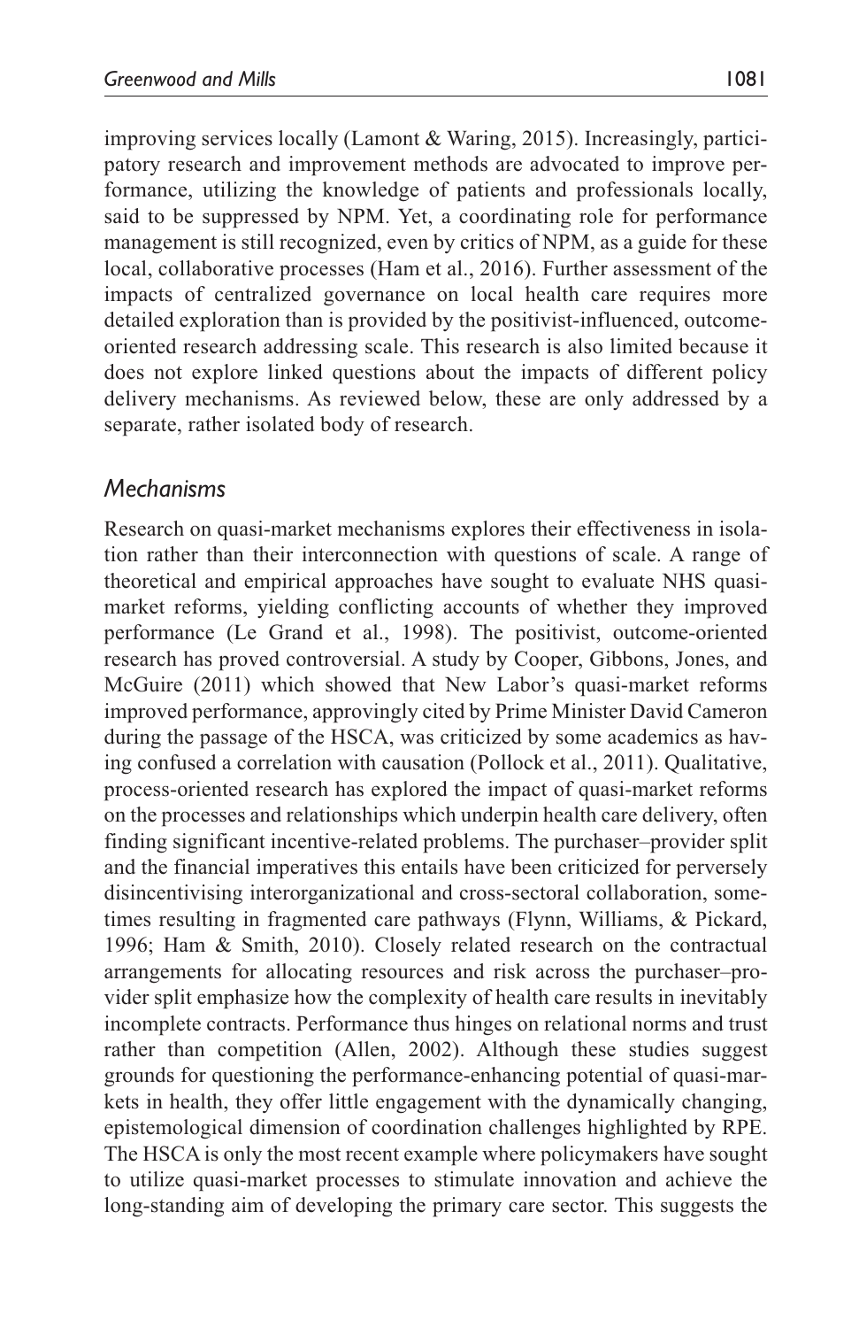improving services locally (Lamont & Waring, 2015). Increasingly, participatory research and improvement methods are advocated to improve performance, utilizing the knowledge of patients and professionals locally, said to be suppressed by NPM. Yet, a coordinating role for performance management is still recognized, even by critics of NPM, as a guide for these local, collaborative processes (Ham et al., 2016). Further assessment of the impacts of centralized governance on local health care requires more detailed exploration than is provided by the positivist-influenced, outcome-oriented research addressing scale. This research is also limited because it does not explore linked questions about the impacts of different policy delivery mechanisms. As reviewed below, these are only addressed by a separate, rather isolated body of research.

## *Mechanisms*

Research on quasi-market mechanisms explores their effectiveness in isolation rather than their interconnection with questions of scale. A range of theoretical and empirical approaches have sought to evaluate NHS quasi-market reforms, yielding conflicting accounts of whether they improved performance (Le Grand et al., 1998). The positivist, outcome-oriented research has proved controversial. A study by Cooper, Gibbons, Jones, and McGuire (2011) which showed that New Labor's quasi-market reforms improved performance, approvingly cited by Prime Minister David Cameron during the passage of the HSCA, was criticized by some academics as having confused a correlation with causation (Pollock et al., 2011). Qualitative, process-oriented research has explored the impact of quasi-market reforms on the processes and relationships which underpin health care delivery, often finding significant incentive-related problems. The purchaser–provider split and the financial imperatives this entails have been criticized for perversely disincentivising interorganizational and cross-sectoral collaboration, sometimes resulting in fragmented care pathways (Flynn, Williams, & Pickard, 1996; Ham & Smith, 2010). Closely related research on the contractual arrangements for allocating resources and risk across the purchaser–provider split emphasize how the complexity of health care results in inevitably incomplete contracts. Performance thus hinges on relational norms and trust rather than competition (Allen, 2002). Although these studies suggest grounds for questioning the performance-enhancing potential of quasi-markets in health, they offer little engagement with the dynamically changing, epistemological dimension of coordination challenges highlighted by RPE. The HSCA is only the most recent example where policymakers have sought to utilize quasi-market processes to stimulate innovation and achieve the long-standing aim of developing the primary care sector. This suggests the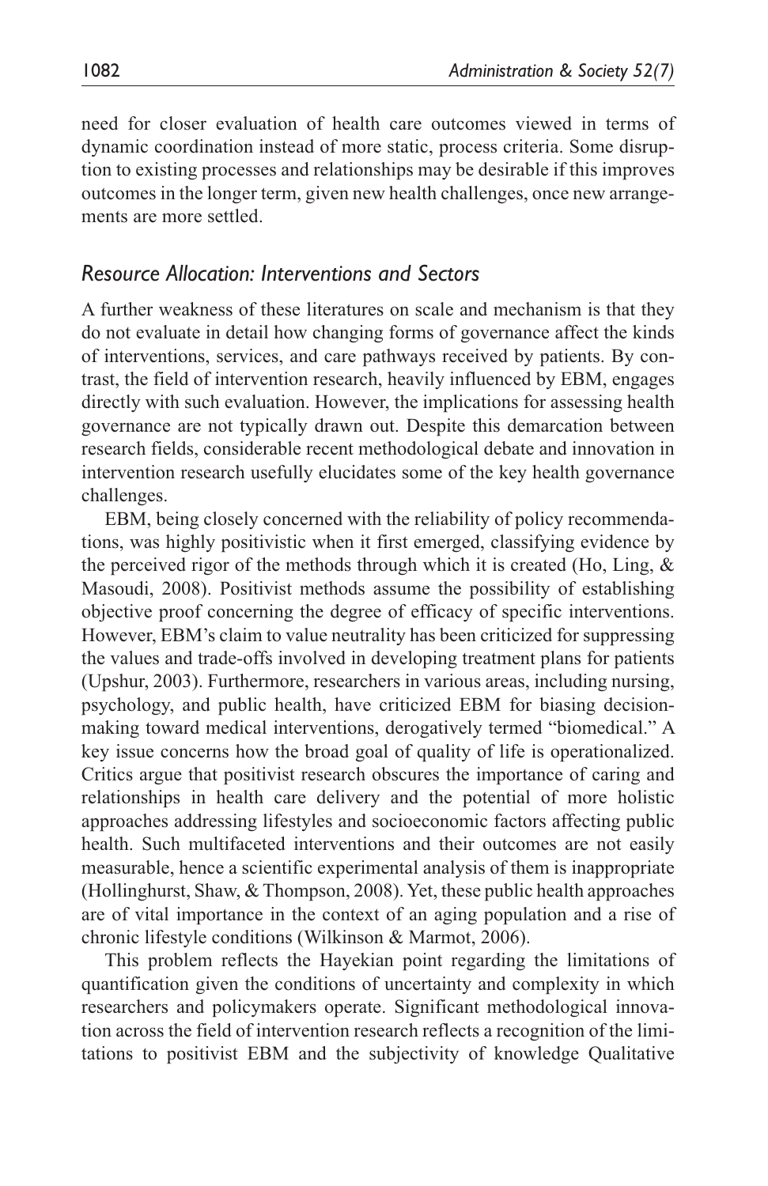need for closer evaluation of health care outcomes viewed in terms of dynamic coordination instead of more static, process criteria. Some disruption to existing processes and relationships may be desirable if this improves outcomes in the longer term, given new health challenges, once new arrangements are more settled.

### *Resource Allocation: Interventions and Sectors*

A further weakness of these literatures on scale and mechanism is that they do not evaluate in detail how changing forms of governance affect the kinds of interventions, services, and care pathways received by patients. By contrast, the field of intervention research, heavily influenced by EBM, engages directly with such evaluation. However, the implications for assessing health governance are not typically drawn out. Despite this demarcation between research fields, considerable recent methodological debate and innovation in intervention research usefully elucidates some of the key health governance challenges.

EBM, being closely concerned with the reliability of policy recommendations, was highly positivistic when it first emerged, classifying evidence by the perceived rigor of the methods through which it is created (Ho, Ling, & Masoudi, 2008). Positivist methods assume the possibility of establishing objective proof concerning the degree of efficacy of specific interventions. However, EBM's claim to value neutrality has been criticized for suppressing the values and trade-offs involved in developing treatment plans for patients (Upshur, 2003). Furthermore, researchers in various areas, including nursing, psychology, and public health, have criticized EBM for biasing decision-making toward medical interventions, derogatively termed "biomedical." A key issue concerns how the broad goal of quality of life is operationalized. Critics argue that positivist research obscures the importance of caring and relationships in health care delivery and the potential of more holistic approaches addressing lifestyles and socioeconomic factors affecting public health. Such multifaceted interventions and their outcomes are not easily measurable, hence a scientific experimental analysis of them is inappropriate (Hollinghurst, Shaw, & Thompson, 2008). Yet, these public health approaches are of vital importance in the context of an aging population and a rise of chronic lifestyle conditions (Wilkinson & Marmot, 2006).

This problem reflects the Hayekian point regarding the limitations of quantification given the conditions of uncertainty and complexity in which researchers and policymakers operate. Significant methodological innovation across the field of intervention research reflects a recognition of the limitations to positivist EBM and the subjectivity of knowledge Qualitative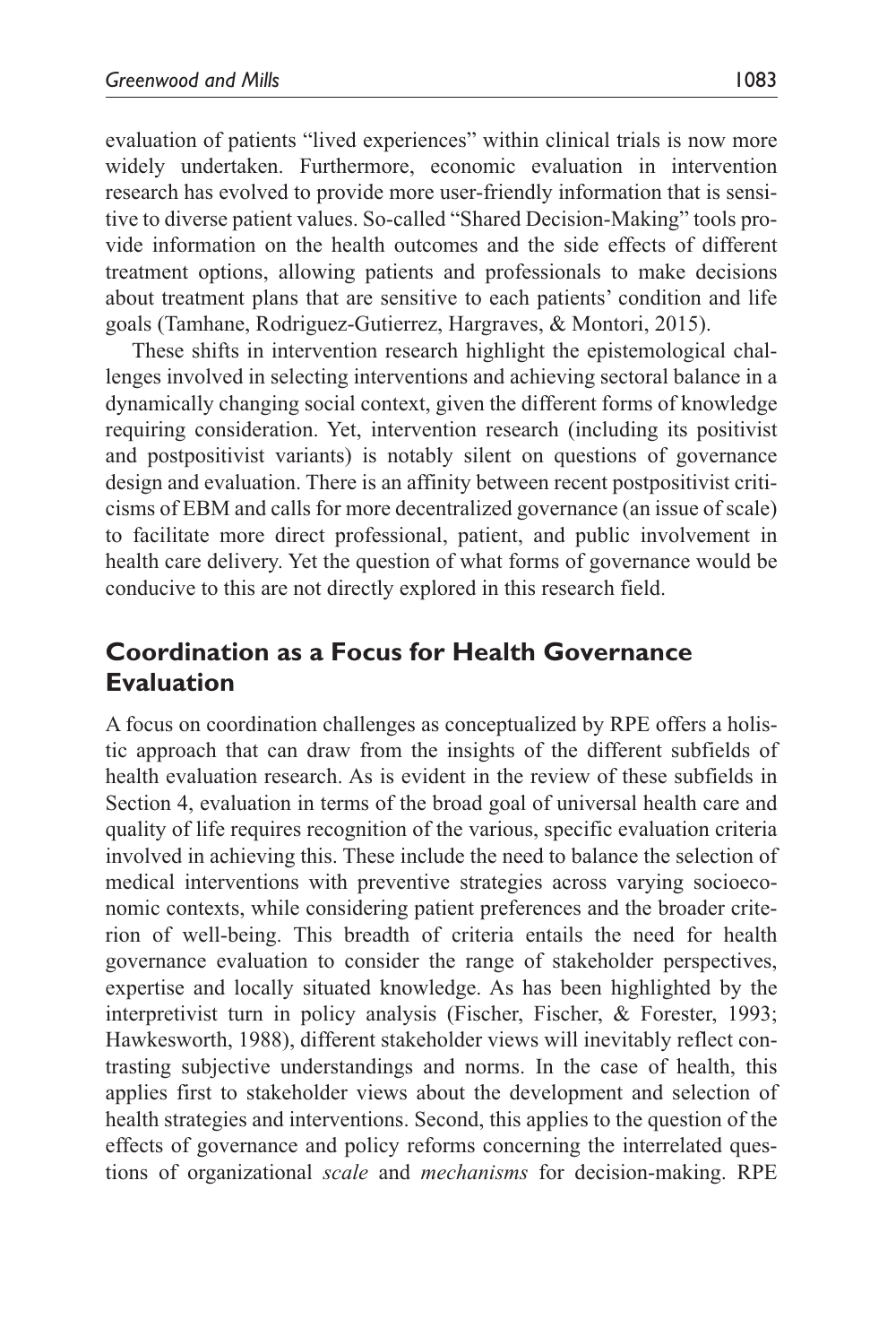evaluation of patients "lived experiences" within clinical trials is now more widely undertaken. Furthermore, economic evaluation in intervention research has evolved to provide more user-friendly information that is sensitive to diverse patient values. So-called "Shared Decision-Making" tools provide information on the health outcomes and the side effects of different treatment options, allowing patients and professionals to make decisions about treatment plans that are sensitive to each patients' condition and life goals (Tamhane, Rodriguez-Gutierrez, Hargraves, & Montori, 2015).

These shifts in intervention research highlight the epistemological challenges involved in selecting interventions and achieving sectoral balance in a dynamically changing social context, given the different forms of knowledge requiring consideration. Yet, intervention research (including its positivist and postpositivist variants) is notably silent on questions of governance design and evaluation. There is an affinity between recent postpositivist criticisms of EBM and calls for more decentralized governance (an issue of scale) to facilitate more direct professional, patient, and public involvement in health care delivery. Yet the question of what forms of governance would be conducive to this are not directly explored in this research field.

## Coordination as a Focus for Health Governance Evaluation

A focus on coordination challenges as conceptualized by RPE offers a holistic approach that can draw from the insights of the different subfields of health evaluation research. As is evident in the review of these subfields in Section 4, evaluation in terms of the broad goal of universal health care and quality of life requires recognition of the various, specific evaluation criteria involved in achieving this. These include the need to balance the selection of medical interventions with preventive strategies across varying socioeconomic contexts, while considering patient preferences and the broader criterion of well-being. This breadth of criteria entails the need for health governance evaluation to consider the range of stakeholder perspectives, expertise and locally situated knowledge. As has been highlighted by the interpretivist turn in policy analysis (Fischer, Fischer, & Forester, 1993; Hawkesworth, 1988), different stakeholder views will inevitably reflect contrasting subjective understandings and norms. In the case of health, this applies first to stakeholder views about the development and selection of health strategies and interventions. Second, this applies to the question of the effects of governance and policy reforms concerning the interrelated questions of organizational *scale* and *mechanisms* for decision-making. RPE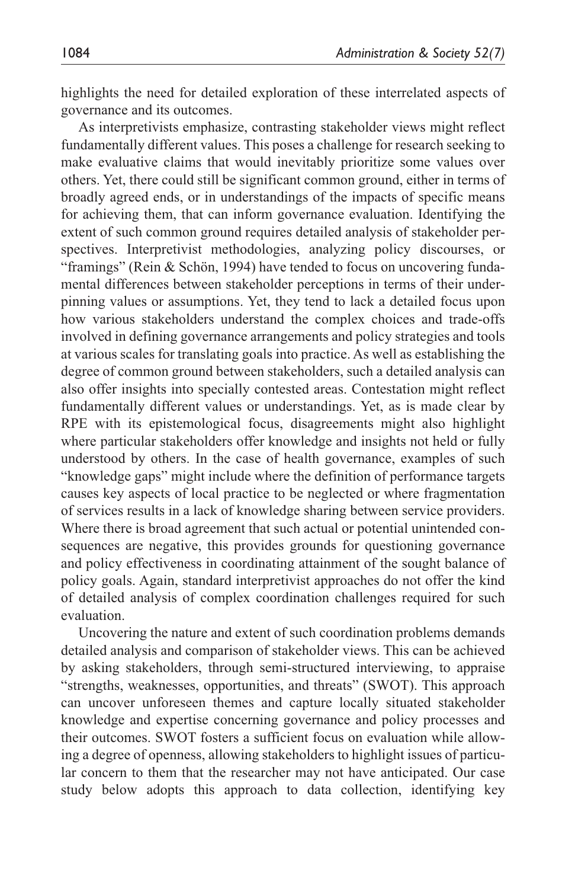highlights the need for detailed exploration of these interrelated aspects of governance and its outcomes.

As interpretivists emphasize, contrasting stakeholder views might reflect fundamentally different values. This poses a challenge for research seeking to make evaluative claims that would inevitably prioritize some values over others. Yet, there could still be significant common ground, either in terms of broadly agreed ends, or in understandings of the impacts of specific means for achieving them, that can inform governance evaluation. Identifying the extent of such common ground requires detailed analysis of stakeholder perspectives. Interpretivist methodologies, analyzing policy discourses, or "framings" (Rein & Schön, 1994) have tended to focus on uncovering fundamental differences between stakeholder perceptions in terms of their underpinning values or assumptions. Yet, they tend to lack a detailed focus upon how various stakeholders understand the complex choices and trade-offs involved in defining governance arrangements and policy strategies and tools at various scales for translating goals into practice. As well as establishing the degree of common ground between stakeholders, such a detailed analysis can also offer insights into specially contested areas. Contestation might reflect fundamentally different values or understandings. Yet, as is made clear by RPE with its epistemological focus, disagreements might also highlight where particular stakeholders offer knowledge and insights not held or fully understood by others. In the case of health governance, examples of such "knowledge gaps" might include where the definition of performance targets causes key aspects of local practice to be neglected or where fragmentation of services results in a lack of knowledge sharing between service providers. Where there is broad agreement that such actual or potential unintended consequences are negative, this provides grounds for questioning governance and policy effectiveness in coordinating attainment of the sought balance of policy goals. Again, standard interpretivist approaches do not offer the kind of detailed analysis of complex coordination challenges required for such evaluation.

Uncovering the nature and extent of such coordination problems demands detailed analysis and comparison of stakeholder views. This can be achieved by asking stakeholders, through semi-structured interviewing, to appraise "strengths, weaknesses, opportunities, and threats" (SWOT). This approach can uncover unforeseen themes and capture locally situated stakeholder knowledge and expertise concerning governance and policy processes and their outcomes. SWOT fosters a sufficient focus on evaluation while allowing a degree of openness, allowing stakeholders to highlight issues of particular concern to them that the researcher may not have anticipated. Our case study below adopts this approach to data collection, identifying key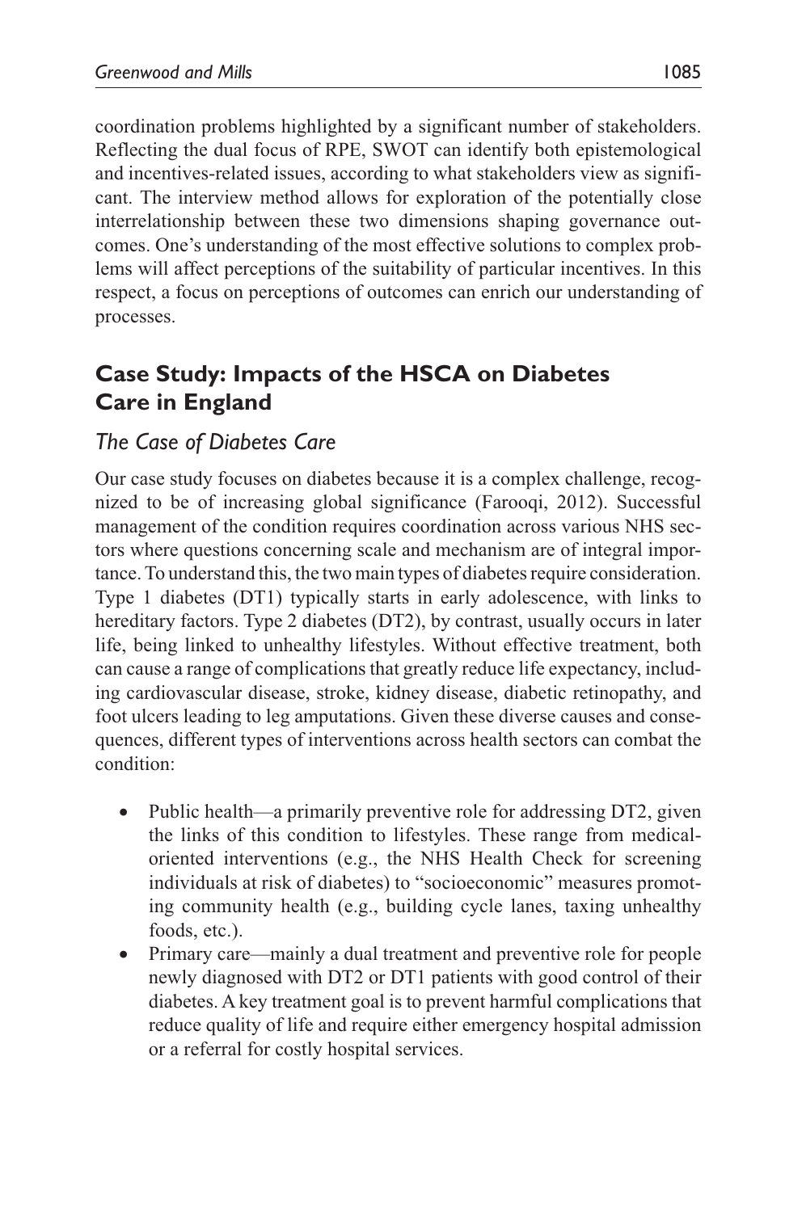coordination problems highlighted by a significant number of stakeholders. Reflecting the dual focus of RPE, SWOT can identify both epistemological and incentives-related issues, according to what stakeholders view as significant. The interview method allows for exploration of the potentially close interrelationship between these two dimensions shaping governance outcomes. One's understanding of the most effective solutions to complex problems will affect perceptions of the suitability of particular incentives. In this respect, a focus on perceptions of outcomes can enrich our understanding of processes.

## Case Study: Impacts of the HSCA on Diabetes Care in England

### *The Case of Diabetes Care*

Our case study focuses on diabetes because it is a complex challenge, recognized to be of increasing global significance (Farooqi, 2012). Successful management of the condition requires coordination across various NHS sectors where questions concerning scale and mechanism are of integral importance. To understand this, the two main types of diabetes require consideration. Type 1 diabetes (DT1) typically starts in early adolescence, with links to hereditary factors. Type 2 diabetes (DT2), by contrast, usually occurs in later life, being linked to unhealthy lifestyles. Without effective treatment, both can cause a range of complications that greatly reduce life expectancy, including cardiovascular disease, stroke, kidney disease, diabetic retinopathy, and foot ulcers leading to leg amputations. Given these diverse causes and consequences, different types of interventions across health sectors can combat the condition:

- Public health—a primarily preventive role for addressing DT2, given the links of this condition to lifestyles. These range from medical-oriented interventions (e.g., the NHS Health Check for screening individuals at risk of diabetes) to "socioeconomic" measures promoting community health (e.g., building cycle lanes, taxing unhealthy foods, etc.).
- Primary care—mainly a dual treatment and preventive role for people newly diagnosed with DT2 or DT1 patients with good control of their diabetes. A key treatment goal is to prevent harmful complications that reduce quality of life and require either emergency hospital admission or a referral for costly hospital services.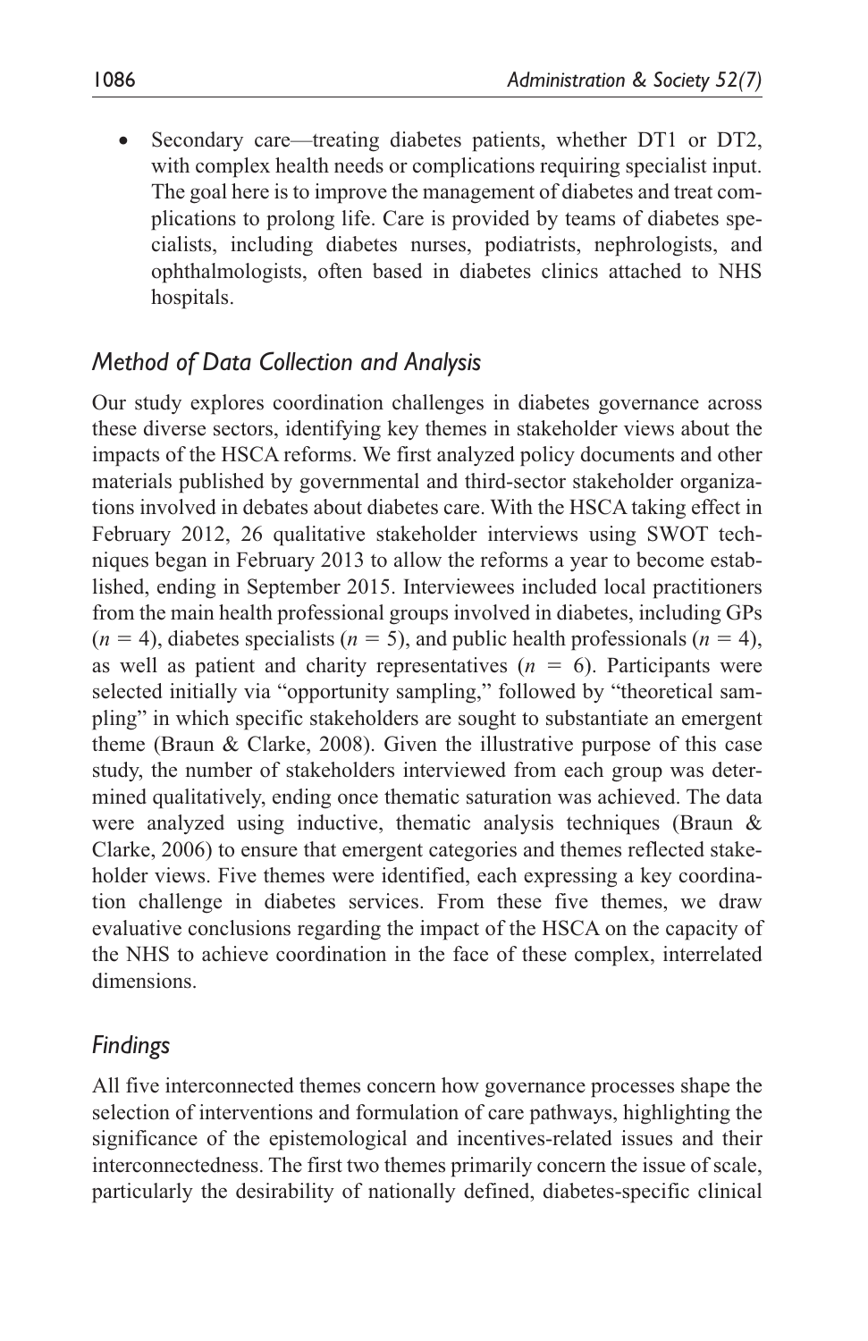- Secondary care—treating diabetes patients, whether DT1 or DT2, with complex health needs or complications requiring specialist input. The goal here is to improve the management of diabetes and treat complications to prolong life. Care is provided by teams of diabetes specialists, including diabetes nurses, podiatrists, nephrologists, and ophthalmologists, often based in diabetes clinics attached to NHS hospitals.

## *Method of Data Collection and Analysis*

Our study explores coordination challenges in diabetes governance across these diverse sectors, identifying key themes in stakeholder views about the impacts of the HSCA reforms. We first analyzed policy documents and other materials published by governmental and third-sector stakeholder organizations involved in debates about diabetes care. With the HSCA taking effect in February 2012, 26 qualitative stakeholder interviews using SWOT techniques began in February 2013 to allow the reforms a year to become established, ending in September 2015. Interviewees included local practitioners from the main health professional groups involved in diabetes, including GPs ($n$ = 4), diabetes specialists ($n$ = 5), and public health professionals ($n$ = 4), as well as patient and charity representatives ($n$ = 6). Participants were selected initially via "opportunity sampling," followed by "theoretical sampling" in which specific stakeholders are sought to substantiate an emergent theme (Braun & Clarke, 2008). Given the illustrative purpose of this case study, the number of stakeholders interviewed from each group was determined qualitatively, ending once thematic saturation was achieved. The data were analyzed using inductive, thematic analysis techniques (Braun & Clarke, 2006) to ensure that emergent categories and themes reflected stakeholder views. Five themes were identified, each expressing a key coordination challenge in diabetes services. From these five themes, we draw evaluative conclusions regarding the impact of the HSCA on the capacity of the NHS to achieve coordination in the face of these complex, interrelated dimensions.

## *Findings*

All five interconnected themes concern how governance processes shape the selection of interventions and formulation of care pathways, highlighting the significance of the epistemological and incentives-related issues and their interconnectedness. The first two themes primarily concern the issue of scale, particularly the desirability of nationally defined, diabetes-specific clinical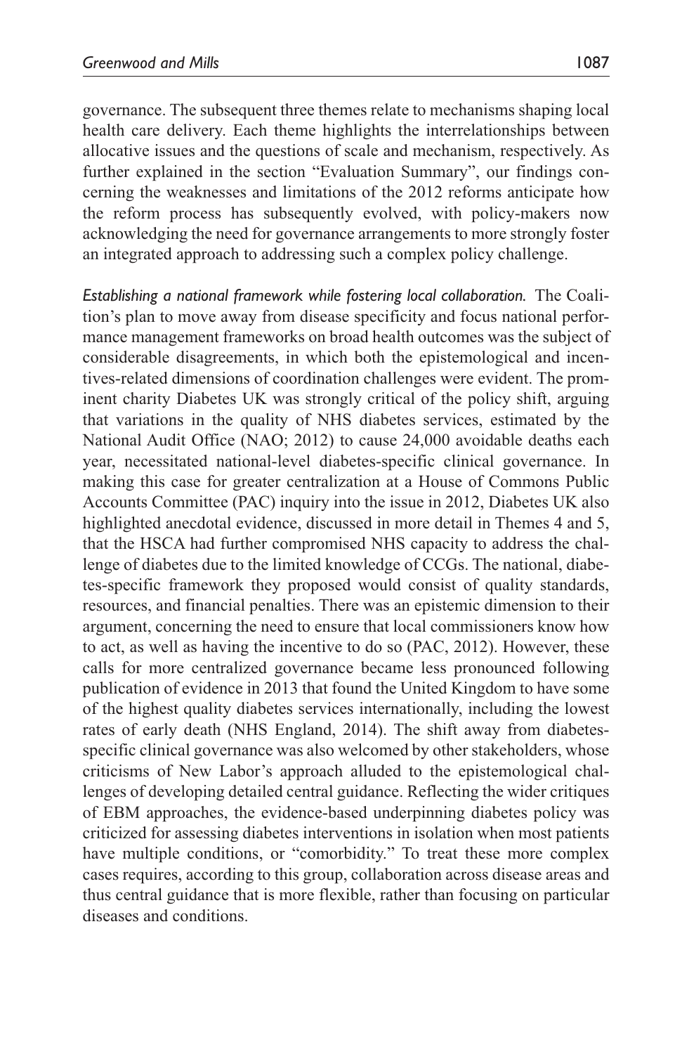governance. The subsequent three themes relate to mechanisms shaping local health care delivery. Each theme highlights the interrelationships between allocative issues and the questions of scale and mechanism, respectively. As further explained in the section "Evaluation Summary", our findings concerning the weaknesses and limitations of the 2012 reforms anticipate how the reform process has subsequently evolved, with policy-makers now acknowledging the need for governance arrangements to more strongly foster an integrated approach to addressing such a complex policy challenge.

*Establishing a national framework while fostering local collaboration.* The Coalition's plan to move away from disease specificity and focus national performance management frameworks on broad health outcomes was the subject of considerable disagreements, in which both the epistemological and incentives-related dimensions of coordination challenges were evident. The prominent charity Diabetes UK was strongly critical of the policy shift, arguing that variations in the quality of NHS diabetes services, estimated by the National Audit Office (NAO; 2012) to cause 24,000 avoidable deaths each year, necessitated national-level diabetes-specific clinical governance. In making this case for greater centralization at a House of Commons Public Accounts Committee (PAC) inquiry into the issue in 2012, Diabetes UK also highlighted anecdotal evidence, discussed in more detail in Themes 4 and 5, that the HSCA had further compromised NHS capacity to address the challenge of diabetes due to the limited knowledge of CCGs. The national, diabetes-specific framework they proposed would consist of quality standards, resources, and financial penalties. There was an epistemic dimension to their argument, concerning the need to ensure that local commissioners know how to act, as well as having the incentive to do so (PAC, 2012). However, these calls for more centralized governance became less pronounced following publication of evidence in 2013 that found the United Kingdom to have some of the highest quality diabetes services internationally, including the lowest rates of early death (NHS England, 2014). The shift away from diabetes-specific clinical governance was also welcomed by other stakeholders, whose criticisms of New Labor's approach alluded to the epistemological challenges of developing detailed central guidance. Reflecting the wider critiques of EBM approaches, the evidence-based underpinning diabetes policy was criticized for assessing diabetes interventions in isolation when most patients have multiple conditions, or "comorbidity." To treat these more complex cases requires, according to this group, collaboration across disease areas and thus central guidance that is more flexible, rather than focusing on particular diseases and conditions.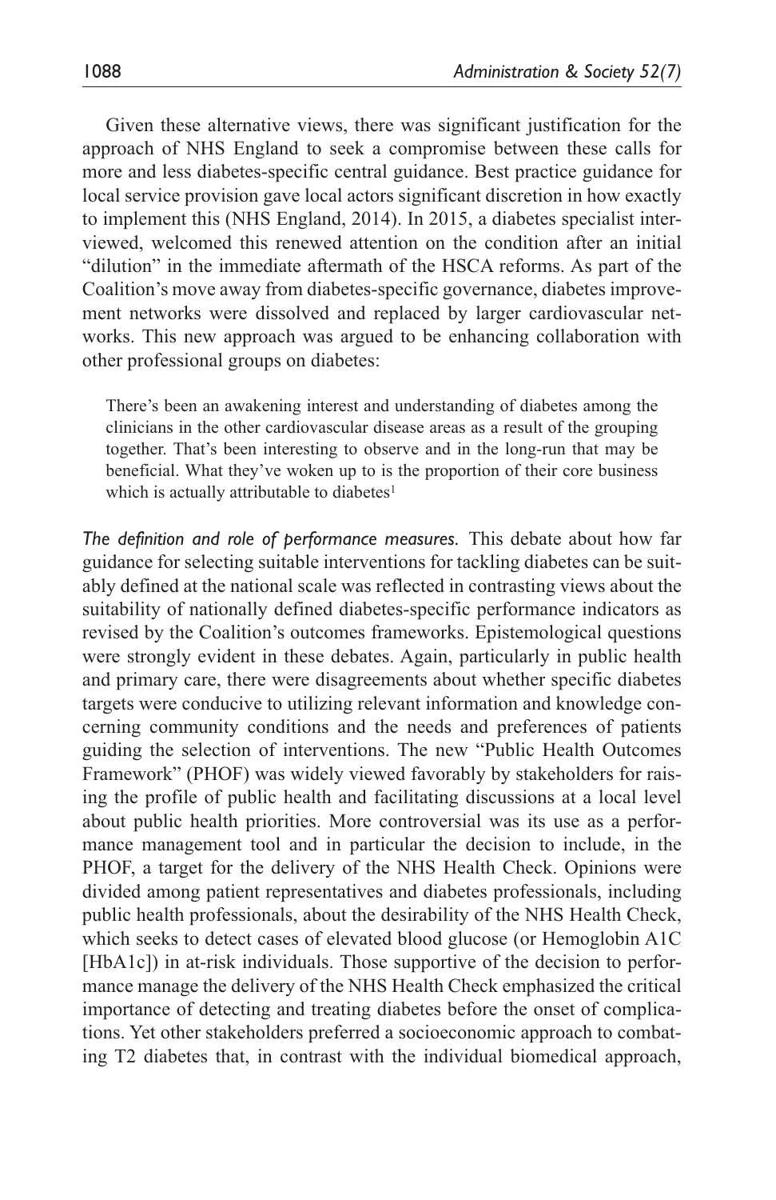Given these alternative views, there was significant justification for the approach of NHS England to seek a compromise between these calls for more and less diabetes-specific central guidance. Best practice guidance for local service provision gave local actors significant discretion in how exactly to implement this (NHS England, 2014). In 2015, a diabetes specialist interviewed, welcomed this renewed attention on the condition after an initial "dilution" in the immediate aftermath of the HSCA reforms. As part of the Coalition's move away from diabetes-specific governance, diabetes improvement networks were dissolved and replaced by larger cardiovascular networks. This new approach was argued to be enhancing collaboration with other professional groups on diabetes:

> There's been an awakening interest and understanding of diabetes among the clinicians in the other cardiovascular disease areas as a result of the grouping together. That's been interesting to observe and in the long-run that may be beneficial. What they've woken up to is the proportion of their core business which is actually attributable to diabetes[1]

*The definition and role of performance measures.* This debate about how far guidance for selecting suitable interventions for tackling diabetes can be suitably defined at the national scale was reflected in contrasting views about the suitability of nationally defined diabetes-specific performance indicators as revised by the Coalition's outcomes frameworks. Epistemological questions were strongly evident in these debates. Again, particularly in public health and primary care, there were disagreements about whether specific diabetes targets were conducive to utilizing relevant information and knowledge concerning community conditions and the needs and preferences of patients guiding the selection of interventions. The new "Public Health Outcomes Framework" (PHOF) was widely viewed favorably by stakeholders for raising the profile of public health and facilitating discussions at a local level about public health priorities. More controversial was its use as a performance management tool and in particular the decision to include, in the PHOF, a target for the delivery of the NHS Health Check. Opinions were divided among patient representatives and diabetes professionals, including public health professionals, about the desirability of the NHS Health Check, which seeks to detect cases of elevated blood glucose (or Hemoglobin A1C [HbA1c]) in at-risk individuals. Those supportive of the decision to performance manage the delivery of the NHS Health Check emphasized the critical importance of detecting and treating diabetes before the onset of complications. Yet other stakeholders preferred a socioeconomic approach to combating T2 diabetes that, in contrast with the individual biomedical approach,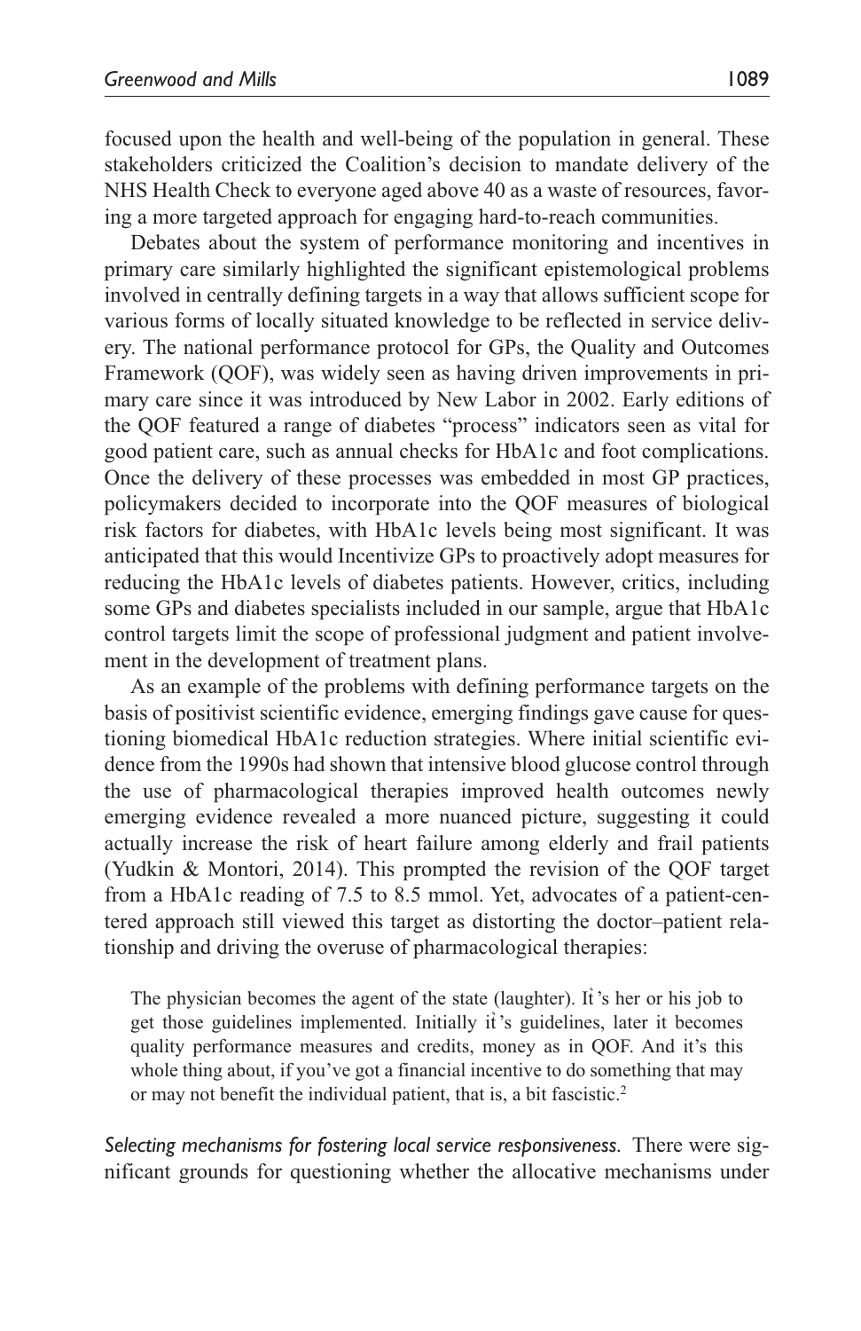focused upon the health and well-being of the population in general. These stakeholders criticized the Coalition's decision to mandate delivery of the NHS Health Check to everyone aged above 40 as a waste of resources, favoring a more targeted approach for engaging hard-to-reach communities.

Debates about the system of performance monitoring and incentives in primary care similarly highlighted the significant epistemological problems involved in centrally defining targets in a way that allows sufficient scope for various forms of locally situated knowledge to be reflected in service delivery. The national performance protocol for GPs, the Quality and Outcomes Framework (QOF), was widely seen as having driven improvements in primary care since it was introduced by New Labor in 2002. Early editions of the QOF featured a range of diabetes "process" indicators seen as vital for good patient care, such as annual checks for HbA1c and foot complications. Once the delivery of these processes was embedded in most GP practices, policymakers decided to incorporate into the QOF measures of biological risk factors for diabetes, with HbA1c levels being most significant. It was anticipated that this would Incentivize GPs to proactively adopt measures for reducing the HbA1c levels of diabetes patients. However, critics, including some GPs and diabetes specialists included in our sample, argue that HbA1c control targets limit the scope of professional judgment and patient involvement in the development of treatment plans.

As an example of the problems with defining performance targets on the basis of positivist scientific evidence, emerging findings gave cause for questioning biomedical HbA1c reduction strategies. Where initial scientific evidence from the 1990s had shown that intensive blood glucose control through the use of pharmacological therapies improved health outcomes newly emerging evidence revealed a more nuanced picture, suggesting it could actually increase the risk of heart failure among elderly and frail patients (Yudkin & Montori, 2014). This prompted the revision of the QOF target from a HbA1c reading of 7.5 to 8.5 mmol. Yet, advocates of a patient-centered approach still viewed this target as distorting the doctor–patient relationship and driving the overuse of pharmacological therapies:

> The physician becomes the agent of the state (laughter). It's her or his job to get those guidelines implemented. Initially it's guidelines, later it becomes quality performance measures and credits, money as in QOF. And it's this whole thing about, if you've got a financial incentive to do something that may or may not benefit the individual patient, that is, a bit fascistic.[2]

*Selecting mechanisms for fostering local service responsiveness.* There were significant grounds for questioning whether the allocative mechanisms under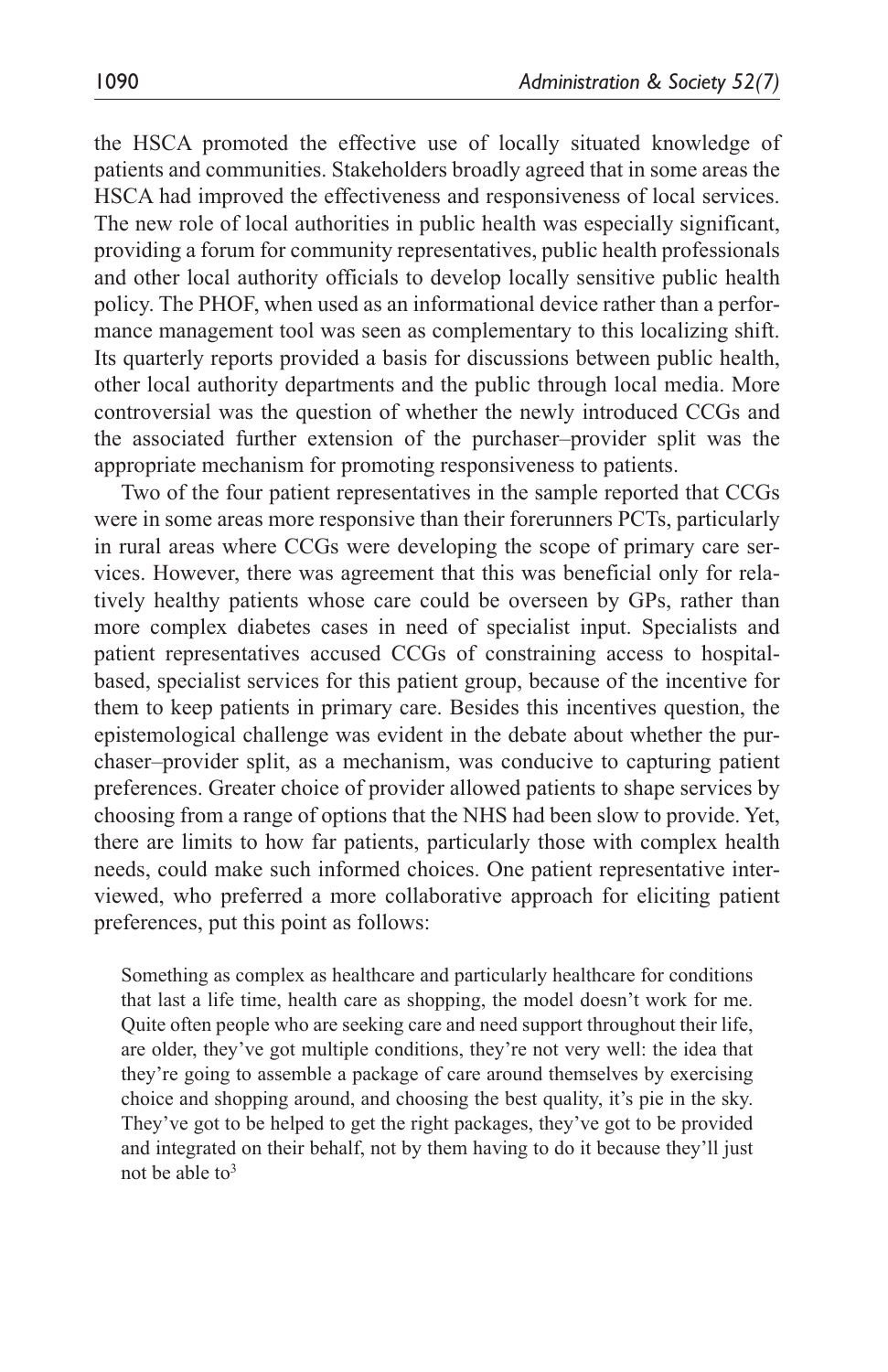the HSCA promoted the effective use of locally situated knowledge of patients and communities. Stakeholders broadly agreed that in some areas the HSCA had improved the effectiveness and responsiveness of local services. The new role of local authorities in public health was especially significant, providing a forum for community representatives, public health professionals and other local authority officials to develop locally sensitive public health policy. The PHOF, when used as an informational device rather than a performance management tool was seen as complementary to this localizing shift. Its quarterly reports provided a basis for discussions between public health, other local authority departments and the public through local media. More controversial was the question of whether the newly introduced CCGs and the associated further extension of the purchaser–provider split was the appropriate mechanism for promoting responsiveness to patients.

Two of the four patient representatives in the sample reported that CCGs were in some areas more responsive than their forerunners PCTs, particularly in rural areas where CCGs were developing the scope of primary care services. However, there was agreement that this was beneficial only for relatively healthy patients whose care could be overseen by GPs, rather than more complex diabetes cases in need of specialist input. Specialists and patient representatives accused CCGs of constraining access to hospital-based, specialist services for this patient group, because of the incentive for them to keep patients in primary care. Besides this incentives question, the epistemological challenge was evident in the debate about whether the purchaser–provider split, as a mechanism, was conducive to capturing patient preferences. Greater choice of provider allowed patients to shape services by choosing from a range of options that the NHS had been slow to provide. Yet, there are limits to how far patients, particularly those with complex health needs, could make such informed choices. One patient representative interviewed, who preferred a more collaborative approach for eliciting patient preferences, put this point as follows:

> Something as complex as healthcare and particularly healthcare for conditions that last a life time, health care as shopping, the model doesn't work for me. Quite often people who are seeking care and need support throughout their life, are older, they've got multiple conditions, they're not very well: the idea that they're going to assemble a package of care around themselves by exercising choice and shopping around, and choosing the best quality, it's pie in the sky. They've got to be helped to get the right packages, they've got to be provided and integrated on their behalf, not by them having to do it because they'll just not be able to[3]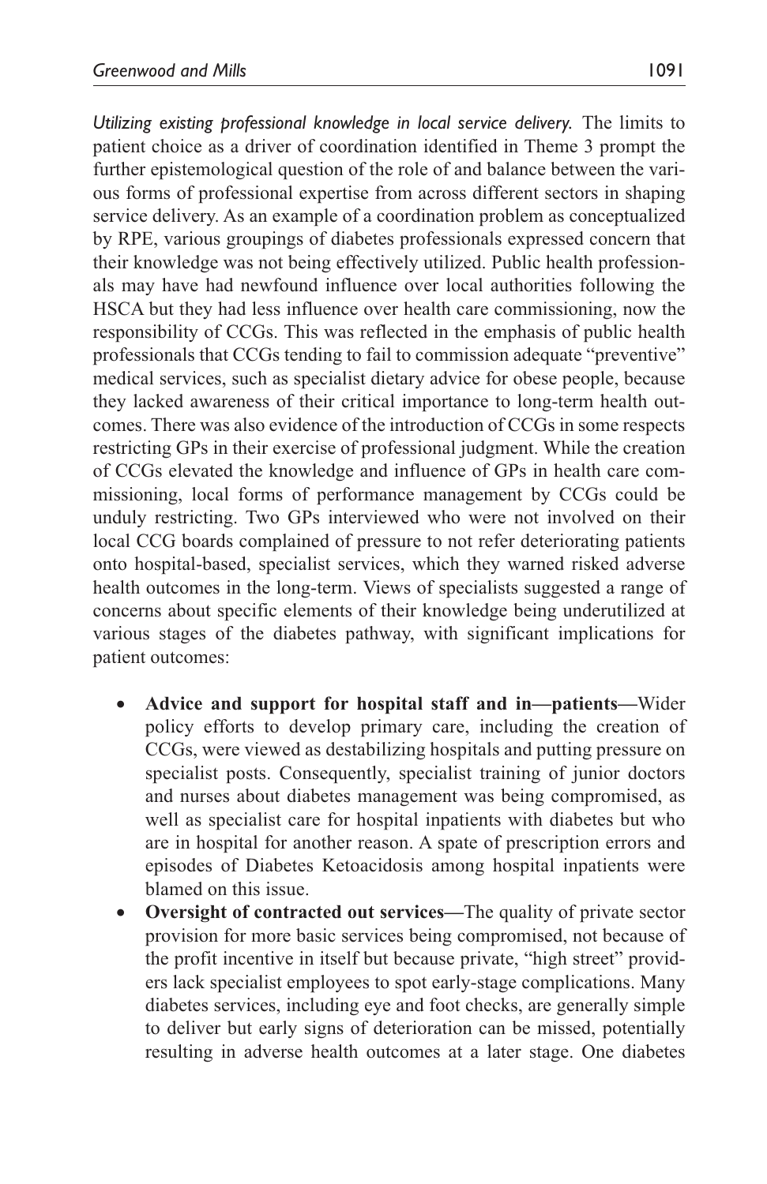*Utilizing existing professional knowledge in local service delivery.* The limits to patient choice as a driver of coordination identified in Theme 3 prompt the further epistemological question of the role of and balance between the various forms of professional expertise from across different sectors in shaping service delivery. As an example of a coordination problem as conceptualized by RPE, various groupings of diabetes professionals expressed concern that their knowledge was not being effectively utilized. Public health professionals may have had newfound influence over local authorities following the HSCA but they had less influence over health care commissioning, now the responsibility of CCGs. This was reflected in the emphasis of public health professionals that CCGs tending to fail to commission adequate "preventive" medical services, such as specialist dietary advice for obese people, because they lacked awareness of their critical importance to long-term health outcomes. There was also evidence of the introduction of CCGs in some respects restricting GPs in their exercise of professional judgment. While the creation of CCGs elevated the knowledge and influence of GPs in health care commissioning, local forms of performance management by CCGs could be unduly restricting. Two GPs interviewed who were not involved on their local CCG boards complained of pressure to not refer deteriorating patients onto hospital-based, specialist services, which they warned risked adverse health outcomes in the long-term. Views of specialists suggested a range of concerns about specific elements of their knowledge being underutilized at various stages of the diabetes pathway, with significant implications for patient outcomes:

- **Advice and support for hospital staff and in—patients—**Wider policy efforts to develop primary care, including the creation of CCGs, were viewed as destabilizing hospitals and putting pressure on specialist posts. Consequently, specialist training of junior doctors and nurses about diabetes management was being compromised, as well as specialist care for hospital inpatients with diabetes but who are in hospital for another reason. A spate of prescription errors and episodes of Diabetes Ketoacidosis among hospital inpatients were blamed on this issue.
- **Oversight of contracted out services—**The quality of private sector provision for more basic services being compromised, not because of the profit incentive in itself but because private, "high street" providers lack specialist employees to spot early-stage complications. Many diabetes services, including eye and foot checks, are generally simple to deliver but early signs of deterioration can be missed, potentially resulting in adverse health outcomes at a later stage. One diabetes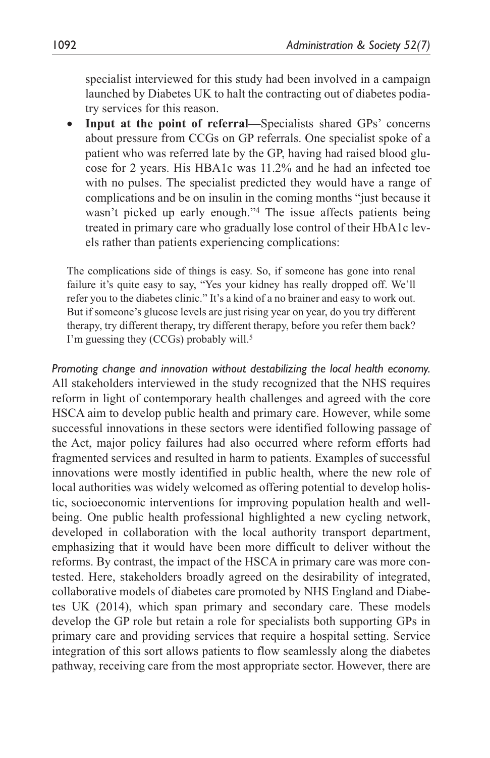specialist interviewed for this study had been involved in a campaign launched by Diabetes UK to halt the contracting out of diabetes podiatry services for this reason.

- **Input at the point of referral—**Specialists shared GPs' concerns about pressure from CCGs on GP referrals. One specialist spoke of a patient who was referred late by the GP, having had raised blood glucose for 2 years. His HBA1c was 11.2% and he had an infected toe with no pulses. The specialist predicted they would have a range of complications and be on insulin in the coming months "just because it wasn't picked up early enough."[4] The issue affects patients being treated in primary care who gradually lose control of their HbA1c levels rather than patients experiencing complications:

> The complications side of things is easy. So, if someone has gone into renal failure it's quite easy to say, "Yes your kidney has really dropped off. We'll refer you to the diabetes clinic." It's a kind of a no brainer and easy to work out. But if someone's glucose levels are just rising year on year, do you try different therapy, try different therapy, try different therapy, before you refer them back? I'm guessing they (CCGs) probably will.[5]

*Promoting change and innovation without destabilizing the local health economy.* All stakeholders interviewed in the study recognized that the NHS requires reform in light of contemporary health challenges and agreed with the core HSCA aim to develop public health and primary care. However, while some successful innovations in these sectors were identified following passage of the Act, major policy failures had also occurred where reform efforts had fragmented services and resulted in harm to patients. Examples of successful innovations were mostly identified in public health, where the new role of local authorities was widely welcomed as offering potential to develop holistic, socioeconomic interventions for improving population health and well-being. One public health professional highlighted a new cycling network, developed in collaboration with the local authority transport department, emphasizing that it would have been more difficult to deliver without the reforms. By contrast, the impact of the HSCA in primary care was more contested. Here, stakeholders broadly agreed on the desirability of integrated, collaborative models of diabetes care promoted by NHS England and Diabetes UK (2014), which span primary and secondary care. These models develop the GP role but retain a role for specialists both supporting GPs in primary care and providing services that require a hospital setting. Service integration of this sort allows patients to flow seamlessly along the diabetes pathway, receiving care from the most appropriate sector. However, there are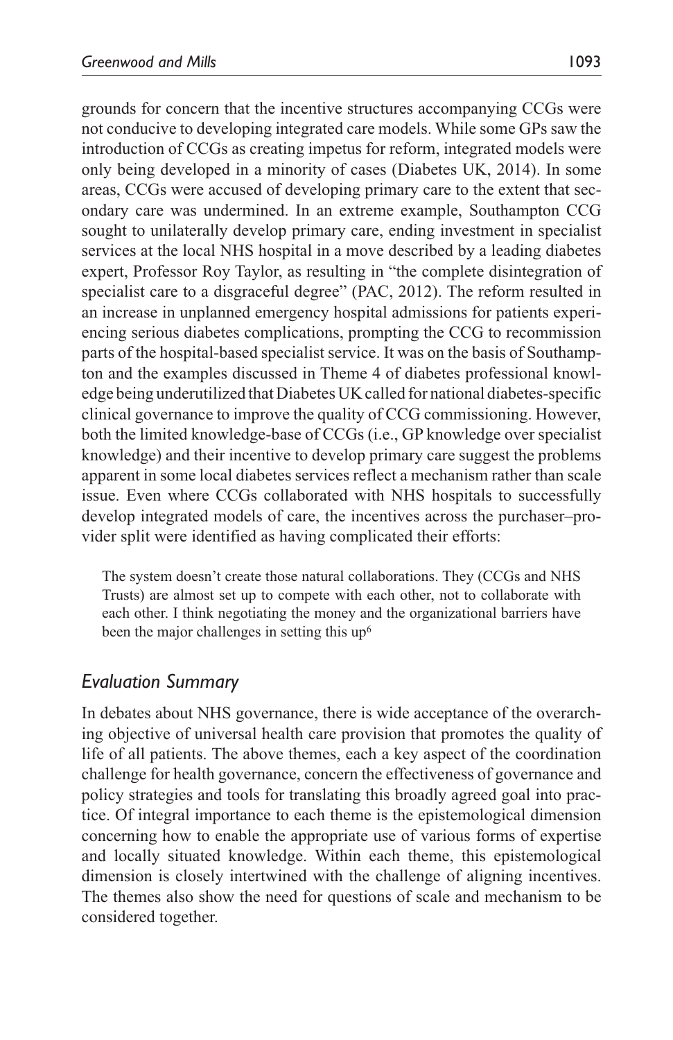grounds for concern that the incentive structures accompanying CCGs were not conducive to developing integrated care models. While some GPs saw the introduction of CCGs as creating impetus for reform, integrated models were only being developed in a minority of cases (Diabetes UK, 2014). In some areas, CCGs were accused of developing primary care to the extent that secondary care was undermined. In an extreme example, Southampton CCG sought to unilaterally develop primary care, ending investment in specialist services at the local NHS hospital in a move described by a leading diabetes expert, Professor Roy Taylor, as resulting in "the complete disintegration of specialist care to a disgraceful degree" (PAC, 2012). The reform resulted in an increase in unplanned emergency hospital admissions for patients experiencing serious diabetes complications, prompting the CCG to recommission parts of the hospital-based specialist service. It was on the basis of Southampton and the examples discussed in Theme 4 of diabetes professional knowledge being underutilized that Diabetes UK called for national diabetes-specific clinical governance to improve the quality of CCG commissioning. However, both the limited knowledge-base of CCGs (i.e., GP knowledge over specialist knowledge) and their incentive to develop primary care suggest the problems apparent in some local diabetes services reflect a mechanism rather than scale issue. Even where CCGs collaborated with NHS hospitals to successfully develop integrated models of care, the incentives across the purchaser–provider split were identified as having complicated their efforts:

> The system doesn't create those natural collaborations. They (CCGs and NHS Trusts) are almost set up to compete with each other, not to collaborate with each other. I think negotiating the money and the organizational barriers have been the major challenges in setting this up[6]

## *Evaluation Summary*

In debates about NHS governance, there is wide acceptance of the overarching objective of universal health care provision that promotes the quality of life of all patients. The above themes, each a key aspect of the coordination challenge for health governance, concern the effectiveness of governance and policy strategies and tools for translating this broadly agreed goal into practice. Of integral importance to each theme is the epistemological dimension concerning how to enable the appropriate use of various forms of expertise and locally situated knowledge. Within each theme, this epistemological dimension is closely intertwined with the challenge of aligning incentives. The themes also show the need for questions of scale and mechanism to be considered together.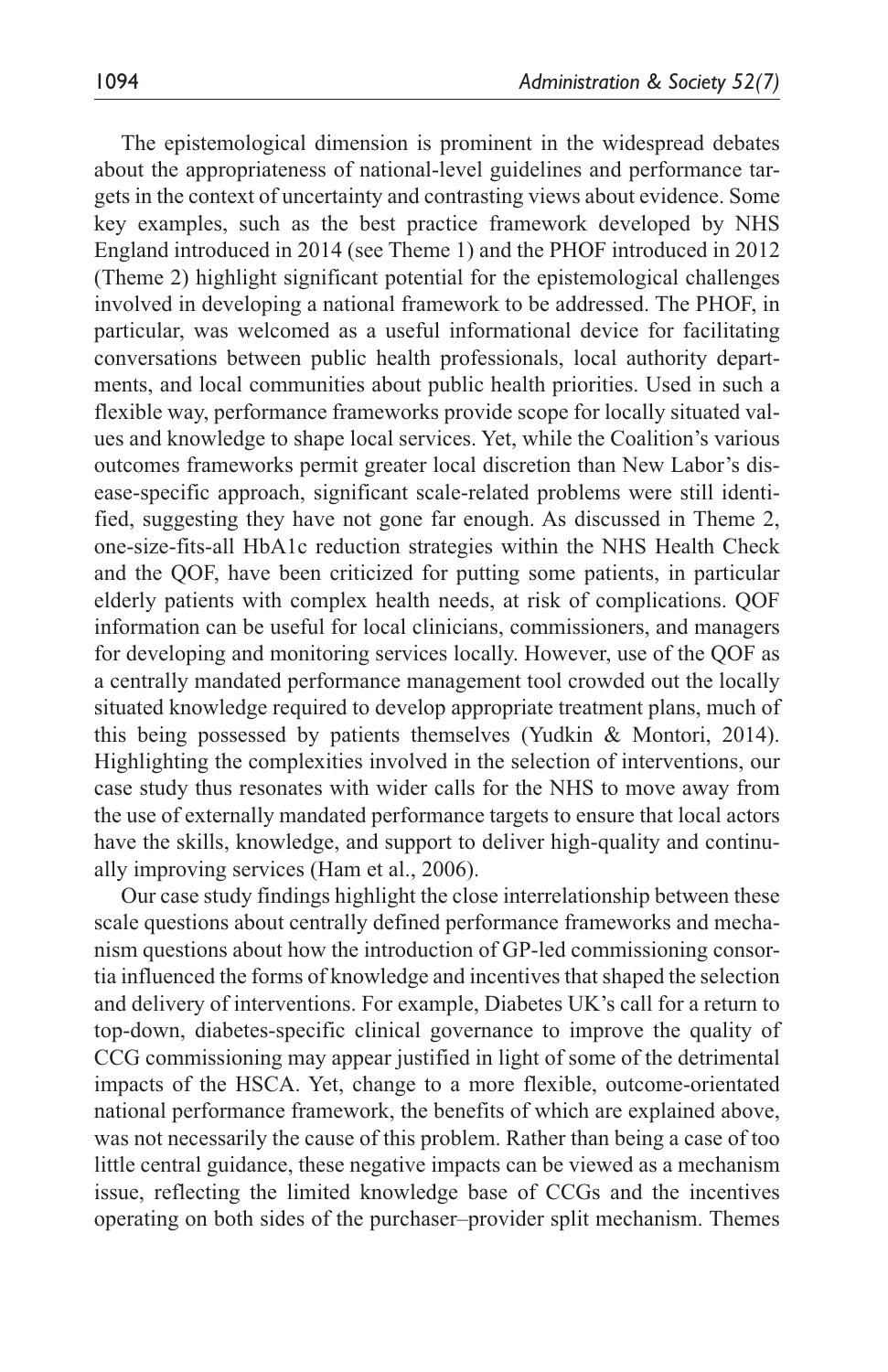The epistemological dimension is prominent in the widespread debates about the appropriateness of national-level guidelines and performance targets in the context of uncertainty and contrasting views about evidence. Some key examples, such as the best practice framework developed by NHS England introduced in 2014 (see Theme 1) and the PHOF introduced in 2012 (Theme 2) highlight significant potential for the epistemological challenges involved in developing a national framework to be addressed. The PHOF, in particular, was welcomed as a useful informational device for facilitating conversations between public health professionals, local authority departments, and local communities about public health priorities. Used in such a flexible way, performance frameworks provide scope for locally situated values and knowledge to shape local services. Yet, while the Coalition's various outcomes frameworks permit greater local discretion than New Labor's disease-specific approach, significant scale-related problems were still identified, suggesting they have not gone far enough. As discussed in Theme 2, one-size-fits-all HbA1c reduction strategies within the NHS Health Check and the QOF, have been criticized for putting some patients, in particular elderly patients with complex health needs, at risk of complications. QOF information can be useful for local clinicians, commissioners, and managers for developing and monitoring services locally. However, use of the QOF as a centrally mandated performance management tool crowded out the locally situated knowledge required to develop appropriate treatment plans, much of this being possessed by patients themselves (Yudkin & Montori, 2014). Highlighting the complexities involved in the selection of interventions, our case study thus resonates with wider calls for the NHS to move away from the use of externally mandated performance targets to ensure that local actors have the skills, knowledge, and support to deliver high-quality and continually improving services (Ham et al., 2006).

Our case study findings highlight the close interrelationship between these scale questions about centrally defined performance frameworks and mechanism questions about how the introduction of GP-led commissioning consortia influenced the forms of knowledge and incentives that shaped the selection and delivery of interventions. For example, Diabetes UK's call for a return to top-down, diabetes-specific clinical governance to improve the quality of CCG commissioning may appear justified in light of some of the detrimental impacts of the HSCA. Yet, change to a more flexible, outcome-orientated national performance framework, the benefits of which are explained above, was not necessarily the cause of this problem. Rather than being a case of too little central guidance, these negative impacts can be viewed as a mechanism issue, reflecting the limited knowledge base of CCGs and the incentives operating on both sides of the purchaser–provider split mechanism. Themes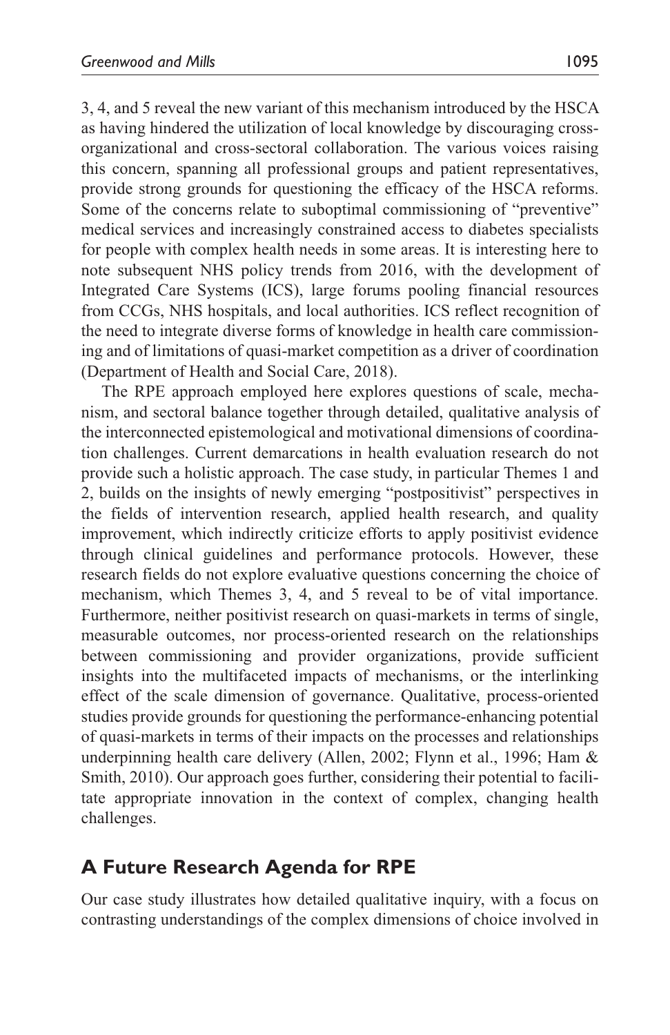3, 4, and 5 reveal the new variant of this mechanism introduced by the HSCA as having hindered the utilization of local knowledge by discouraging cross-organizational and cross-sectoral collaboration. The various voices raising this concern, spanning all professional groups and patient representatives, provide strong grounds for questioning the efficacy of the HSCA reforms. Some of the concerns relate to suboptimal commissioning of "preventive" medical services and increasingly constrained access to diabetes specialists for people with complex health needs in some areas. It is interesting here to note subsequent NHS policy trends from 2016, with the development of Integrated Care Systems (ICS), large forums pooling financial resources from CCGs, NHS hospitals, and local authorities. ICS reflect recognition of the need to integrate diverse forms of knowledge in health care commissioning and of limitations of quasi-market competition as a driver of coordination (Department of Health and Social Care, 2018).

The RPE approach employed here explores questions of scale, mechanism, and sectoral balance together through detailed, qualitative analysis of the interconnected epistemological and motivational dimensions of coordination challenges. Current demarcations in health evaluation research do not provide such a holistic approach. The case study, in particular Themes 1 and 2, builds on the insights of newly emerging "postpositivist" perspectives in the fields of intervention research, applied health research, and quality improvement, which indirectly criticize efforts to apply positivist evidence through clinical guidelines and performance protocols. However, these research fields do not explore evaluative questions concerning the choice of mechanism, which Themes 3, 4, and 5 reveal to be of vital importance. Furthermore, neither positivist research on quasi-markets in terms of single, measurable outcomes, nor process-oriented research on the relationships between commissioning and provider organizations, provide sufficient insights into the multifaceted impacts of mechanisms, or the interlinking effect of the scale dimension of governance. Qualitative, process-oriented studies provide grounds for questioning the performance-enhancing potential of quasi-markets in terms of their impacts on the processes and relationships underpinning health care delivery (Allen, 2002; Flynn et al., 1996; Ham & Smith, 2010). Our approach goes further, considering their potential to facilitate appropriate innovation in the context of complex, changing health challenges.

## A Future Research Agenda for RPE

Our case study illustrates how detailed qualitative inquiry, with a focus on contrasting understandings of the complex dimensions of choice involved in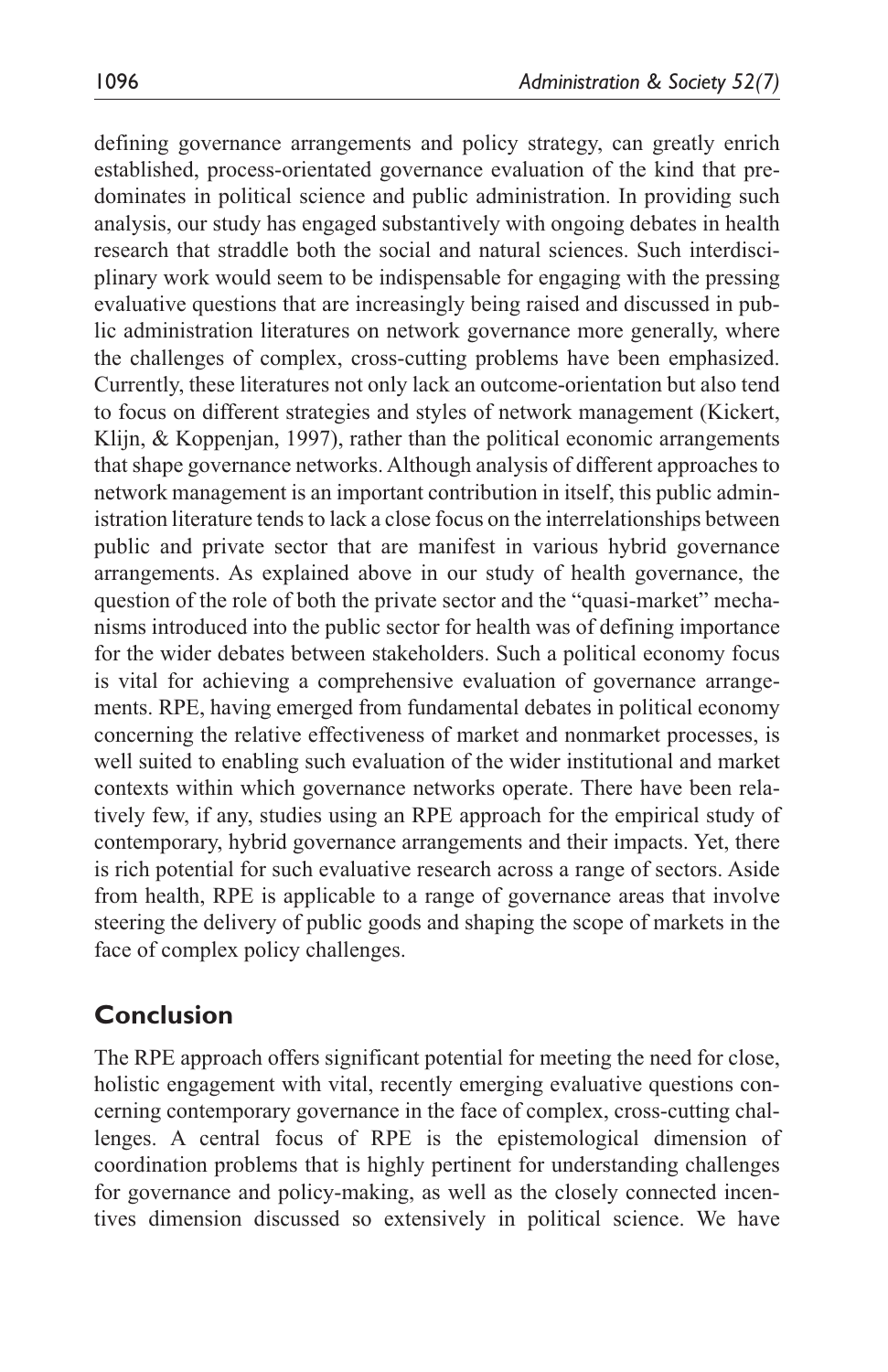defining governance arrangements and policy strategy, can greatly enrich established, process-orientated governance evaluation of the kind that predominates in political science and public administration. In providing such analysis, our study has engaged substantively with ongoing debates in health research that straddle both the social and natural sciences. Such interdisciplinary work would seem to be indispensable for engaging with the pressing evaluative questions that are increasingly being raised and discussed in public administration literatures on network governance more generally, where the challenges of complex, cross-cutting problems have been emphasized. Currently, these literatures not only lack an outcome-orientation but also tend to focus on different strategies and styles of network management (Kickert, Klijn, & Koppenjan, 1997), rather than the political economic arrangements that shape governance networks. Although analysis of different approaches to network management is an important contribution in itself, this public administration literature tends to lack a close focus on the interrelationships between public and private sector that are manifest in various hybrid governance arrangements. As explained above in our study of health governance, the question of the role of both the private sector and the "quasi-market" mechanisms introduced into the public sector for health was of defining importance for the wider debates between stakeholders. Such a political economy focus is vital for achieving a comprehensive evaluation of governance arrangements. RPE, having emerged from fundamental debates in political economy concerning the relative effectiveness of market and nonmarket processes, is well suited to enabling such evaluation of the wider institutional and market contexts within which governance networks operate. There have been relatively few, if any, studies using an RPE approach for the empirical study of contemporary, hybrid governance arrangements and their impacts. Yet, there is rich potential for such evaluative research across a range of sectors. Aside from health, RPE is applicable to a range of governance areas that involve steering the delivery of public goods and shaping the scope of markets in the face of complex policy challenges.

## Conclusion

The RPE approach offers significant potential for meeting the need for close, holistic engagement with vital, recently emerging evaluative questions concerning contemporary governance in the face of complex, cross-cutting challenges. A central focus of RPE is the epistemological dimension of coordination problems that is highly pertinent for understanding challenges for governance and policy-making, as well as the closely connected incentives dimension discussed so extensively in political science. We have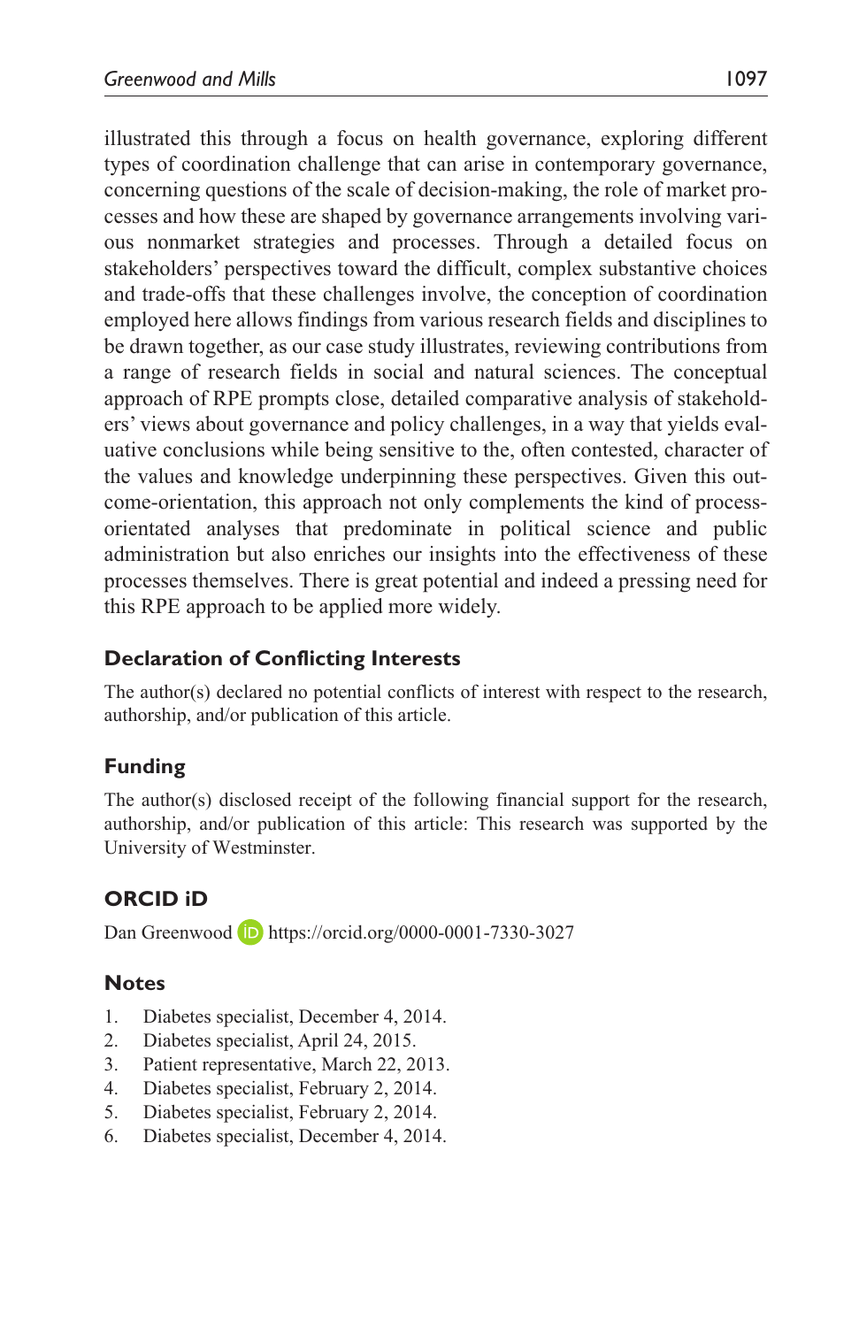illustrated this through a focus on health governance, exploring different types of coordination challenge that can arise in contemporary governance, concerning questions of the scale of decision-making, the role of market processes and how these are shaped by governance arrangements involving various nonmarket strategies and processes. Through a detailed focus on stakeholders' perspectives toward the difficult, complex substantive choices and trade-offs that these challenges involve, the conception of coordination employed here allows findings from various research fields and disciplines to be drawn together, as our case study illustrates, reviewing contributions from a range of research fields in social and natural sciences. The conceptual approach of RPE prompts close, detailed comparative analysis of stakeholders' views about governance and policy challenges, in a way that yields evaluative conclusions while being sensitive to the, often contested, character of the values and knowledge underpinning these perspectives. Given this outcome-orientation, this approach not only complements the kind of process-orientated analyses that predominate in political science and public administration but also enriches our insights into the effectiveness of these processes themselves. There is great potential and indeed a pressing need for this RPE approach to be applied more widely.

## Declaration of Conflicting Interests

The author(s) declared no potential conflicts of interest with respect to the research, authorship, and/or publication of this article.

## Funding

The author(s) disclosed receipt of the following financial support for the research, authorship, and/or publication of this article: This research was supported by the University of Westminster.

## ORCID iD

Dan Greenwood https://orcid.org/0000-0001-7330-3027

## Notes

1. Diabetes specialist, December 4, 2014.
2. Diabetes specialist, April 24, 2015.
3. Patient representative, March 22, 2013.
4. Diabetes specialist, February 2, 2014.
5. Diabetes specialist, February 2, 2014.
6. Diabetes specialist, December 4, 2014.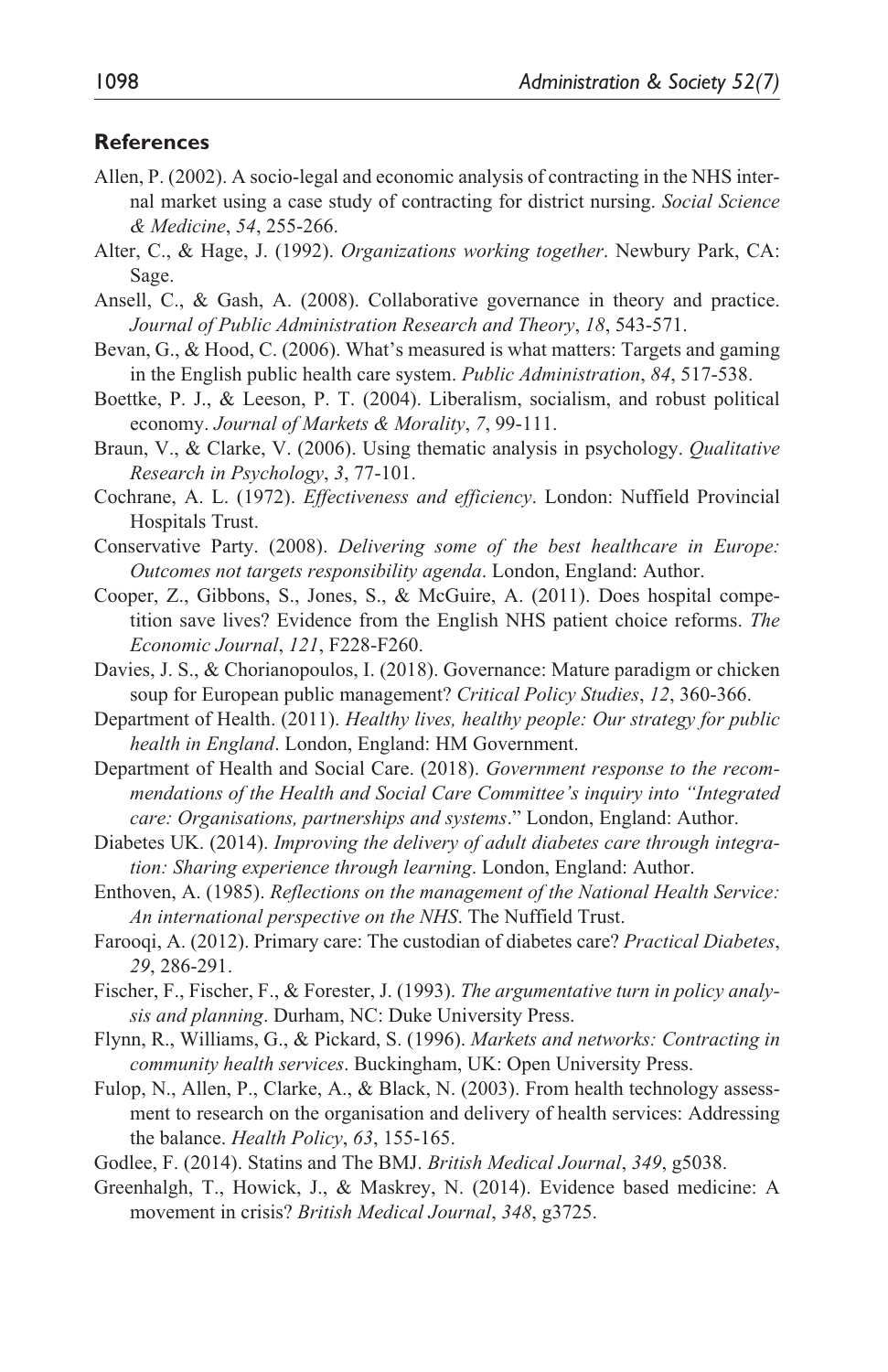## References

Allen, P. (2002). A socio-legal and economic analysis of contracting in the NHS internal market using a case study of contracting for district nursing. *Social Science & Medicine*, *54*, 255-266.

Alter, C., & Hage, J. (1992). *Organizations working together*. Newbury Park, CA: Sage.

Ansell, C., & Gash, A. (2008). Collaborative governance in theory and practice. *Journal of Public Administration Research and Theory*, *18*, 543-571.

Bevan, G., & Hood, C. (2006). What's measured is what matters: Targets and gaming in the English public health care system. *Public Administration*, *84*, 517-538.

Boettke, P. J., & Leeson, P. T. (2004). Liberalism, socialism, and robust political economy. *Journal of Markets & Morality*, *7*, 99-111.

Braun, V., & Clarke, V. (2006). Using thematic analysis in psychology. *Qualitative Research in Psychology*, *3*, 77-101.

Cochrane, A. L. (1972). *Effectiveness and efficiency*. London: Nuffield Provincial Hospitals Trust.

Conservative Party. (2008). *Delivering some of the best healthcare in Europe: Outcomes not targets responsibility agenda*. London, England: Author.

Cooper, Z., Gibbons, S., Jones, S., & McGuire, A. (2011). Does hospital competition save lives? Evidence from the English NHS patient choice reforms. *The Economic Journal*, *121*, F228-F260.

Davies, J. S., & Chorianopoulos, I. (2018). Governance: Mature paradigm or chicken soup for European public management? *Critical Policy Studies*, *12*, 360-366.

Department of Health. (2011). *Healthy lives, healthy people: Our strategy for public health in England*. London, England: HM Government.

Department of Health and Social Care. (2018). *Government response to the recommendations of the Health and Social Care Committee's inquiry into "Integrated care: Organisations, partnerships and systems*." London, England: Author.

Diabetes UK. (2014). *Improving the delivery of adult diabetes care through integration: Sharing experience through learning*. London, England: Author.

Enthoven, A. (1985). *Reflections on the management of the National Health Service: An international perspective on the NHS*. The Nuffield Trust.

Farooqi, A. (2012). Primary care: The custodian of diabetes care? *Practical Diabetes*, *29*, 286-291.

Fischer, F., Fischer, F., & Forester, J. (1993). *The argumentative turn in policy analysis and planning*. Durham, NC: Duke University Press.

Flynn, R., Williams, G., & Pickard, S. (1996). *Markets and networks: Contracting in community health services*. Buckingham, UK: Open University Press.

Fulop, N., Allen, P., Clarke, A., & Black, N. (2003). From health technology assessment to research on the organisation and delivery of health services: Addressing the balance. *Health Policy*, *63*, 155-165.

Godlee, F. (2014). Statins and The BMJ. *British Medical Journal*, *349*, g5038.

Greenhalgh, T., Howick, J., & Maskrey, N. (2014). Evidence based medicine: A movement in crisis? *British Medical Journal*, *348*, g3725.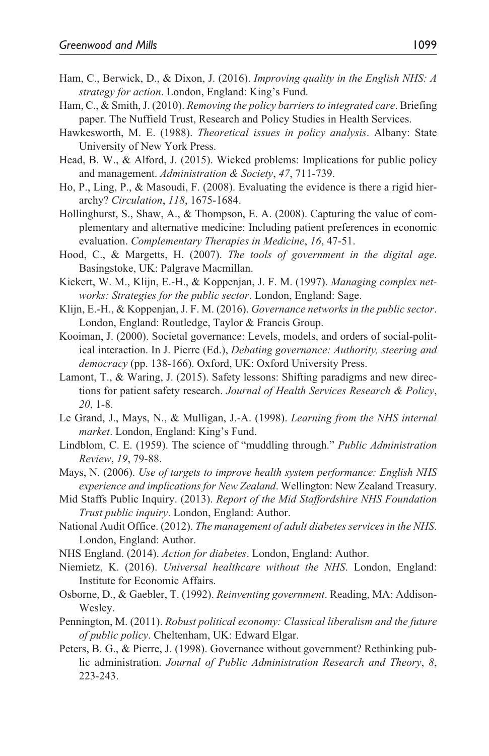Ham, C., Berwick, D., & Dixon, J. (2016). *Improving quality in the English NHS: A strategy for action*. London, England: King's Fund.

Ham, C., & Smith, J. (2010). *Removing the policy barriers to integrated care*. Briefing paper. The Nuffield Trust, Research and Policy Studies in Health Services.

Hawkesworth, M. E. (1988). *Theoretical issues in policy analysis*. Albany: State University of New York Press.

Head, B. W., & Alford, J. (2015). Wicked problems: Implications for public policy and management. *Administration & Society*, *47*, 711-739.

Ho, P., Ling, P., & Masoudi, F. (2008). Evaluating the evidence is there a rigid hierarchy? *Circulation*, *118*, 1675-1684.

Hollinghurst, S., Shaw, A., & Thompson, E. A. (2008). Capturing the value of complementary and alternative medicine: Including patient preferences in economic evaluation. *Complementary Therapies in Medicine*, *16*, 47-51.

Hood, C., & Margetts, H. (2007). *The tools of government in the digital age*. Basingstoke, UK: Palgrave Macmillan.

Kickert, W. M., Klijn, E.-H., & Koppenjan, J. F. M. (1997). *Managing complex networks: Strategies for the public sector*. London, England: Sage.

Klijn, E.-H., & Koppenjan, J. F. M. (2016). *Governance networks in the public sector*. London, England: Routledge, Taylor & Francis Group.

Kooiman, J. (2000). Societal governance: Levels, models, and orders of social-political interaction. In J. Pierre (Ed.), *Debating governance: Authority, steering and democracy* (pp. 138-166). Oxford, UK: Oxford University Press.

Lamont, T., & Waring, J. (2015). Safety lessons: Shifting paradigms and new directions for patient safety research. *Journal of Health Services Research & Policy*, *20*, 1-8.

Le Grand, J., Mays, N., & Mulligan, J.-A. (1998). *Learning from the NHS internal market*. London, England: King's Fund.

Lindblom, C. E. (1959). The science of "muddling through." *Public Administration Review*, *19*, 79-88.

Mays, N. (2006). *Use of targets to improve health system performance: English NHS experience and implications for New Zealand*. Wellington: New Zealand Treasury.

Mid Staffs Public Inquiry. (2013). *Report of the Mid Staffordshire NHS Foundation Trust public inquiry*. London, England: Author.

National Audit Office. (2012). *The management of adult diabetes services in the NHS*. London, England: Author.

NHS England. (2014). *Action for diabetes*. London, England: Author.

Niemietz, K. (2016). *Universal healthcare without the NHS*. London, England: Institute for Economic Affairs.

Osborne, D., & Gaebler, T. (1992). *Reinventing government*. Reading, MA: Addison-Wesley.

Pennington, M. (2011). *Robust political economy: Classical liberalism and the future of public policy*. Cheltenham, UK: Edward Elgar.

Peters, B. G., & Pierre, J. (1998). Governance without government? Rethinking public administration. *Journal of Public Administration Research and Theory*, *8*, 223-243.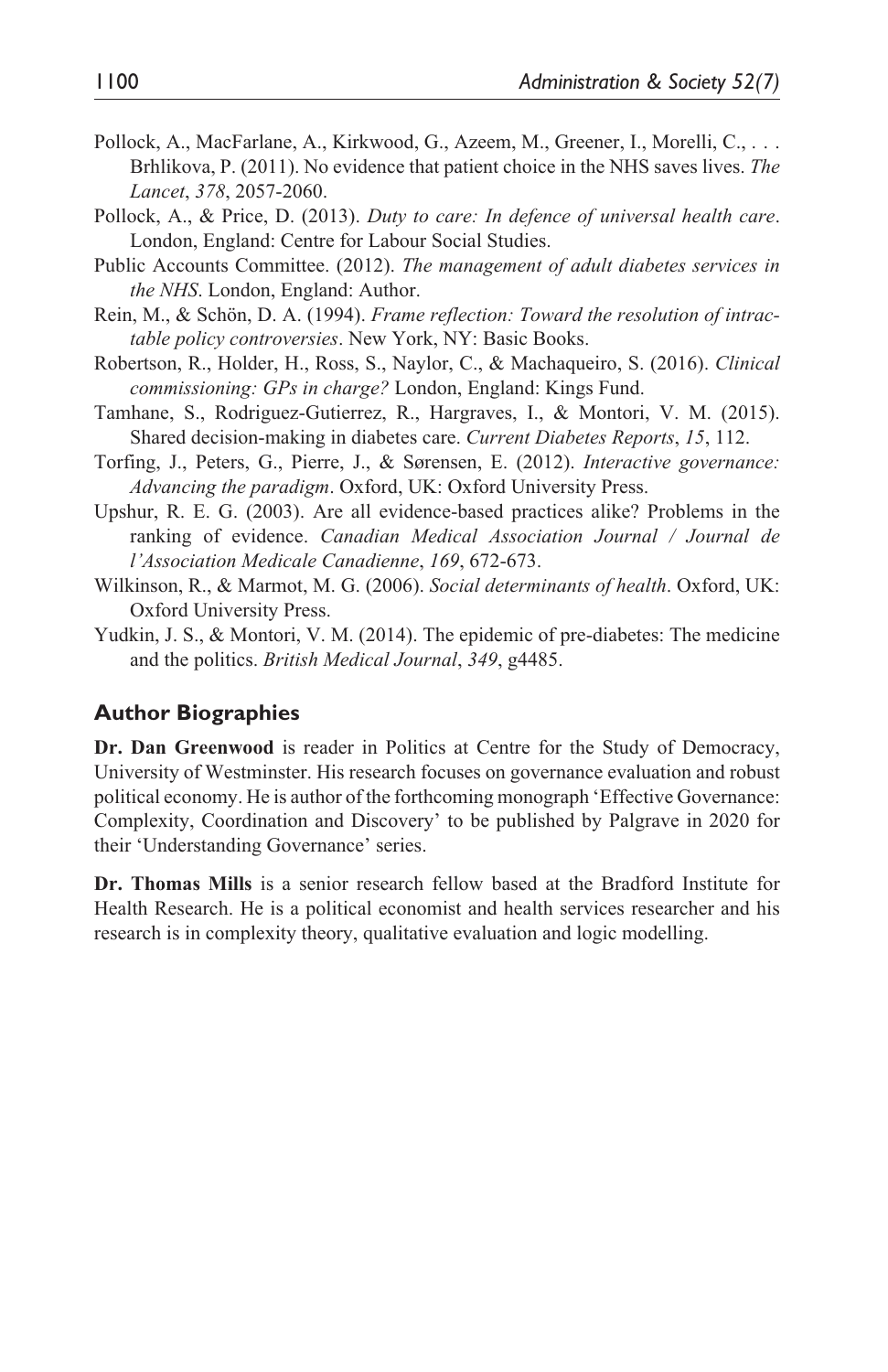Pollock, A., MacFarlane, A., Kirkwood, G., Azeem, M., Greener, I., Morelli, C., . . . Brhlikova, P. (2011). No evidence that patient choice in the NHS saves lives. *The Lancet*, *378*, 2057-2060.

Pollock, A., & Price, D. (2013). *Duty to care: In defence of universal health care*. London, England: Centre for Labour Social Studies.

Public Accounts Committee. (2012). *The management of adult diabetes services in the NHS*. London, England: Author.

Rein, M., & Schön, D. A. (1994). *Frame reflection: Toward the resolution of intractable policy controversies*. New York, NY: Basic Books.

Robertson, R., Holder, H., Ross, S., Naylor, C., & Machaqueiro, S. (2016). *Clinical commissioning: GPs in charge?* London, England: Kings Fund.

Tamhane, S., Rodriguez-Gutierrez, R., Hargraves, I., & Montori, V. M. (2015). Shared decision-making in diabetes care. *Current Diabetes Reports*, *15*, 112.

Torfing, J., Peters, G., Pierre, J., & Sørensen, E. (2012). *Interactive governance: Advancing the paradigm*. Oxford, UK: Oxford University Press.

Upshur, R. E. G. (2003). Are all evidence-based practices alike? Problems in the ranking of evidence. *Canadian Medical Association Journal / Journal de l'Association Medicale Canadienne*, *169*, 672-673.

Wilkinson, R., & Marmot, M. G. (2006). *Social determinants of health*. Oxford, UK: Oxford University Press.

Yudkin, J. S., & Montori, V. M. (2014). The epidemic of pre-diabetes: The medicine and the politics. *British Medical Journal*, *349*, g4485.

## Author Biographies

**Dr. Dan Greenwood** is reader in Politics at Centre for the Study of Democracy, University of Westminster. His research focuses on governance evaluation and robust political economy. He is author of the forthcoming monograph 'Effective Governance: Complexity, Coordination and Discovery' to be published by Palgrave in 2020 for their 'Understanding Governance' series.

**Dr. Thomas Mills** is a senior research fellow based at the Bradford Institute for Health Research. He is a political economist and health services researcher and his research is in complexity theory, qualitative evaluation and logic modelling.